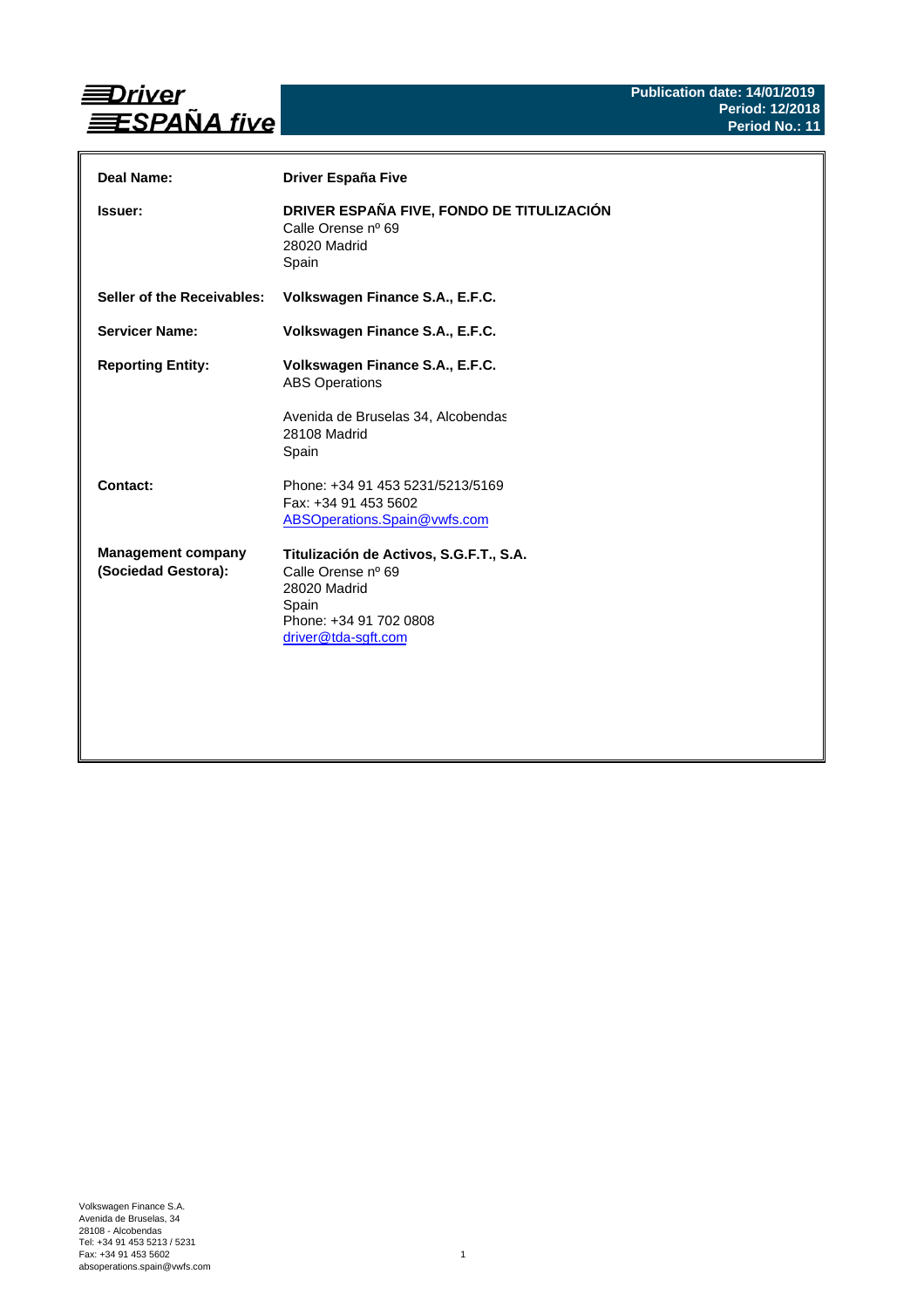**Driver ESPAÑA five**

**Publication date: 14/01/2019**
**Period: 12/2018**
**Period No.: 11**

| | |
|---|---|
| **Deal Name:** | **Driver España Five** |
| **Issuer:** | **DRIVER ESPAÑA FIVE, FONDO DE TITULIZACIÓN**<br>Calle Orense nº 69<br>28020 Madrid<br>Spain |
| **Seller of the Receivables:** | **Volkswagen Finance S.A., E.F.C.** |
| **Servicer Name:** | **Volkswagen Finance S.A., E.F.C.** |
| **Reporting Entity:** | **Volkswagen Finance S.A., E.F.C.**<br>ABS Operations<br><br>Avenida de Bruselas 34, Alcobendas<br>28108 Madrid<br>Spain |
| **Contact:** | Phone: +34 91 453 5231/5213/5169<br>Fax: +34 91 453 5602<br>ABSOperations.Spain@vwfs.com |
| **Management company (Sociedad Gestora):** | **Titulización de Activos, S.G.F.T., S.A.**<br>Calle Orense nº 69<br>28020 Madrid<br>Spain<br>Phone: +34 91 702 0808<br>driver@tda-sgft.com |

Volkswagen Finance S.A.
Avenida de Bruselas, 34
28108 - Alcobendas
Tel: +34 91 453 5213 / 5231
Fax: +34 91 453 5602
absoperations.spain@vwfs.com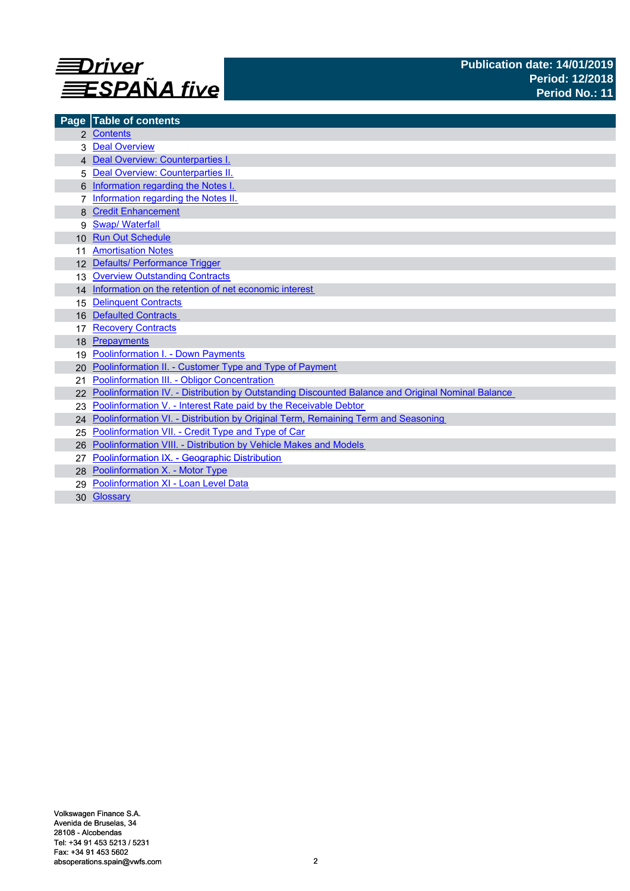**Driver ESPAÑA five**

**Publication date: 14/01/2019**
**Period: 12/2018**
**Period No.: 11**

| Page | Table of contents |
|---|---|
| 2 | Contents |
| 3 | Deal Overview |
| 4 | Deal Overview: Counterparties I. |
| 5 | Deal Overview: Counterparties II. |
| 6 | Information regarding the Notes I. |
| 7 | Information regarding the Notes II. |
| 8 | Credit Enhancement |
| 9 | Swap/ Waterfall |
| 10 | Run Out Schedule |
| 11 | Amortisation Notes |
| 12 | Defaults/ Performance Trigger |
| 13 | Overview Outstanding Contracts |
| 14 | Information on the retention of net economic interest |
| 15 | Delinquent Contracts |
| 16 | Defaulted Contracts |
| 17 | Recovery Contracts |
| 18 | Prepayments |
| 19 | Poolinformation I. - Down Payments |
| 20 | Poolinformation II. - Customer Type and Type of Payment |
| 21 | Poolinformation III. - Obligor Concentration |
| 22 | Poolinformation IV. - Distribution by Outstanding Discounted Balance and Original Nominal Balance |
| 23 | Poolinformation V. - Interest Rate paid by the Receivable Debtor |
| 24 | Poolinformation VI. - Distribution by Original Term, Remaining Term and Seasoning |
| 25 | Poolinformation VII. - Credit Type and Type of Car |
| 26 | Poolinformation VIII. - Distribution by Vehicle Makes and Models |
| 27 | Poolinformation IX. - Geographic Distribution |
| 28 | Poolinformation X. - Motor Type |
| 29 | Poolinformation XI - Loan Level Data |
| 30 | Glossary |

Volkswagen Finance S.A.
Avenida de Bruselas, 34
28108 - Alcobendas
Tel: +34 91 453 5213 / 5231
Fax: +34 91 453 5602
absoperations.spain@vwfs.com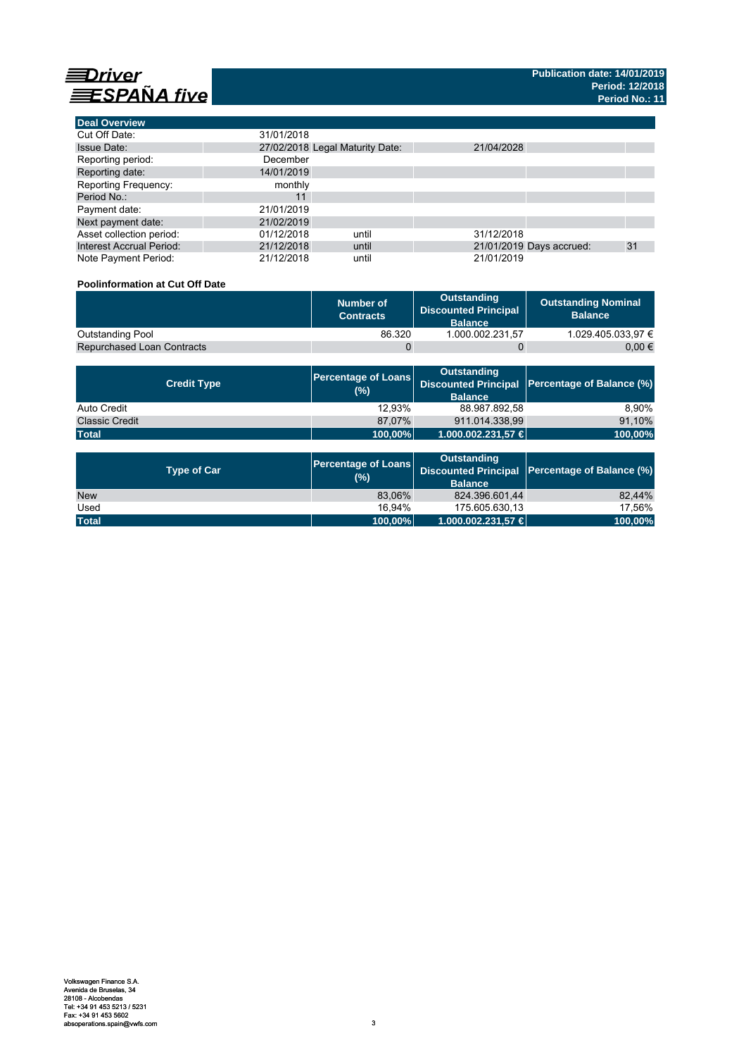**Driver ESPAÑA five**

**Publication date: 14/01/2019**
**Period: 12/2018**
**Period No.: 11**

| Deal Overview | | | | | |
|---|---|---|---|---|---|
| Cut Off Date: | 31/01/2018 | | | | |
| Issue Date: | 27/02/2018 | Legal Maturity Date: | 21/04/2028 | | |
| Reporting period: | December | | | | |
| Reporting date: | 14/01/2019 | | | | |
| Reporting Frequency: | monthly | | | | |
| Period No.: | 11 | | | | |
| Payment date: | 21/01/2019 | | | | |
| Next payment date: | 21/02/2019 | | | | |
| Asset collection period: | 01/12/2018 | until | 31/12/2018 | | |
| Interest Accrual Period: | 21/12/2018 | until | 21/01/2019 | Days accrued: | 31 |
| Note Payment Period: | 21/12/2018 | until | 21/01/2019 | | |

**Poolinformation at Cut Off Date**

| | Number of Contracts | Outstanding Discounted Principal Balance | Outstanding Nominal Balance |
|---|---|---|---|
| Outstanding Pool | 86.320 | 1.000.002.231,57 | 1.029.405.033,97 € |
| Repurchased Loan Contracts | 0 | 0 | 0,00 € |

| Credit Type | Percentage of Loans (%) | Outstanding Discounted Principal Balance | Percentage of Balance (%) |
|---|---|---|---|
| Auto Credit | 12,93% | 88.987.892,58 | 8,90% |
| Classic Credit | 87,07% | 911.014.338,99 | 91,10% |
| **Total** | **100,00%** | **1.000.002.231,57 €** | **100,00%** |

| Type of Car | Percentage of Loans (%) | Outstanding Discounted Principal Balance | Percentage of Balance (%) |
|---|---|---|---|
| New | 83,06% | 824.396.601,44 | 82,44% |
| Used | 16,94% | 175.605.630,13 | 17,56% |
| **Total** | **100,00%** | **1.000.002.231,57 €** | **100,00%** |

Volkswagen Finance S.A.
Avenida de Bruselas, 34
28108 - Alcobendas
Tel: +34 91 453 5213 / 5231
Fax: +34 91 453 5602
absoperations.spain@vwfs.com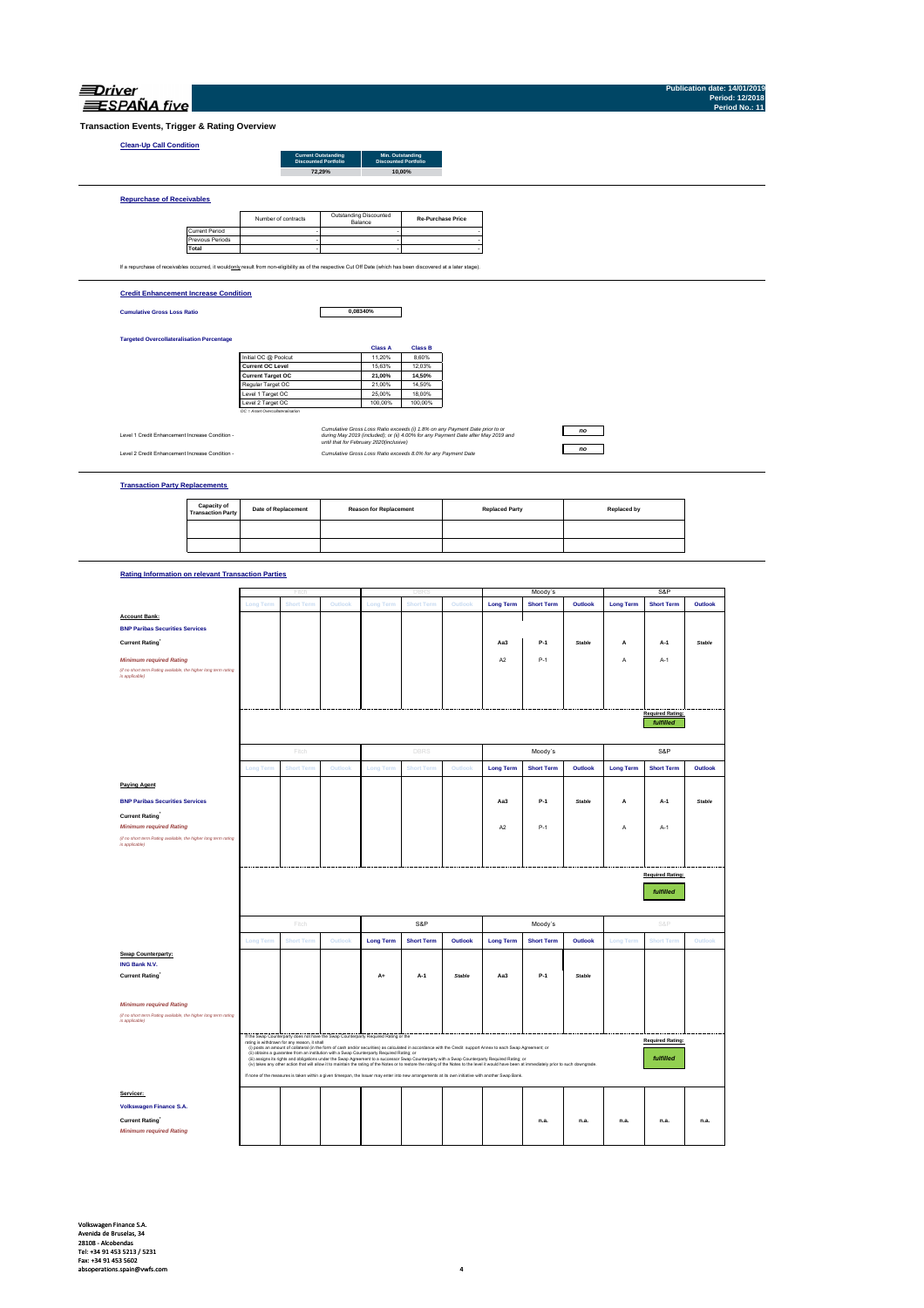# Transaction Events, Trigger & Rating Overview

## Clean-Up Call Condition

| Current Outstanding Discounted Portfolio | Min. Outstanding Discounted Portfolio |
|---|---|
| 72,29% | 10,00% |

## Repurchase of Receivables

| | Number of contracts | Outstanding Discounted Balance | Re-Purchase Price |
|---|---|---|---|
| Current Period | - | - | - |
| Previous Periods | - | - | - |
| **Total** | - | - | - |

If a repurchase of receivables occurred, it would only result from non-eligibility as of the respective Cut Off Date (which has been discovered at a later stage).

## Credit Enhancement Increase Condition

**Cumulative Gross Loss Ratio** 0,08340%

**Targeted Overcollateralisation Percentage**

| | Class A | Class B |
|---|---|---|
| Initial OC @ Poolcut | 11,20% | 8,60% |
| **Current OC Level** | 15,63% | 12,03% |
| **Current Target OC** | **21,00%** | **14,50%** |
| Regular Target OC | 21,00% | 14,50% |
| Level 1 Target OC | 25,00% | 18,00% |
| Level 2 Target OC | 100,00% | 100,00% |

OC = Asset Overcollateralisation

| | | |
|---|---|---|
| Level 1 Credit Enhancement Increase Condition - | *Cumulative Gross Loss Ratio exceeds (i) 1.8% on any Payment Date prior to or during May 2019 (included); or (ii) 4.00% for any Payment Date after May 2019 and until that for February 2020(inclusive)* | *no* |
| Level 2 Credit Enhancement Increase Condition - | *Cumulative Gross Loss Ratio exceeds 8.0% for any Payment Date* | *no* |

## Transaction Party Replacements

| Capacity of Transaction Party | Date of Replacement | Reason for Replacement | Replaced Party | Replaced by |
|---|---|---|---|---|
| | | | | |
| | | | | |

## Rating Information on relevant Transaction Parties

| | Fitch | | | DBRS | | | Moody´s | | | S&P | | |
|---|---|---|---|---|---|---|---|---|---|---|---|---|
| | Long Term | Short Term | Outlook | Long Term | Short Term | Outlook | Long Term | Short Term | Outlook | Long Term | Short Term | Outlook |
| **Account Bank:** | | | | | | | | | | | | |
| **BNP Paribas Securities Services** | | | | | | | | | | | | |
| **Current Rating**[1] | | | | | | | Aa3 | P-1 | *Stable* | A | A-1 | *Stable* |
| *Minimum required Rating* (if no short term Rating available, the higher long term rating is applicable) | | | | | | | A2 | P-1 | | A | A-1 | |
| | | | | | | | | | | | Required Rating: *fulfilled* | |

| | Fitch | | | DBRS | | | Moody´s | | | S&P | | |
|---|---|---|---|---|---|---|---|---|---|---|---|---|
| | Long Term | Short Term | Outlook | Long Term | Short Term | Outlook | Long Term | Short Term | Outlook | Long Term | Short Term | Outlook |
| **Paying Agent** | | | | | | | | | | | | |
| **BNP Paribas Securities Services** | | | | | | | | | | | | |
| **Current Rating**[1] | | | | | | | Aa3 | P-1 | *Stable* | A | A-1 | *Stable* |
| *Minimum required Rating* (if no short term Rating available, the higher long term rating is applicable) | | | | | | | A2 | P-1 | | A | A-1 | |
| | | | | | | | | | | | Required Rating: *fulfilled* | |

| | Fitch | | | S&P | | | Moody´s | | | S&P | | |
|---|---|---|---|---|---|---|---|---|---|---|---|---|
| | Long Term | Short Term | Outlook | Long Term | Short Term | Outlook | Long Term | Short Term | Outlook | Long Term | Short Term | Outlook |
| **Swap Counterparty:** | | | | | | | | | | | | |
| **ING Bank N.V.** | | | | | | | | | | | | |
| **Current Rating**[1] | | | | A+ | A-1 | Stable | Aa3 | P-1 | Stable | | | |
| *Minimum required Rating* (if no short term Rating available, the higher long term rating is applicable) | | | | | | | | | | | | |
| | | | | | | | | | | | Required Rating: *fulfilled* | |

If the Swap Counterparty does not have the Swap Counterparty Required Rating or the rating is withdrawn for any reason, it shall
(i) posts an amount of collateral (in the form of cash and/or securities) as calculated in accordance with the Credit support Annex to each Swap Agreement; or
(ii) obtains a guarantee from an institution with a Swap Counterparty Required Rating; or
(iii) assigns its rights and obligations under the Swap Agreement to a successor Swap Counterparty with a Swap Counterparty Required Rating; or
(iv) takes any other action that will allow it to maintain the rating of the Notes or to restore the rating of the Notes to the level it would have been at immediately prior to such downgrade.

If none of the measures is taken within a given timespan, the Issuer may enter into new arrangements at its own initiative with another Swap Bank.

| | Long Term | Short Term | Outlook | Long Term | Short Term | Outlook | Long Term | Short Term | Outlook | Long Term | Short Term | Outlook |
|---|---|---|---|---|---|---|---|---|---|---|---|---|
| **Servicer:** | | | | | | | | | | | | |
| **Volkswagen Finance S.A.** | | | | | | | | | | | | |
| **Current Rating**[1] | | | | | | | | n.a. | n.a. | n.a. | n.a. | n.a. |
| *Minimum required Rating* | | | | | | | | | | | | |

Volkswagen Finance S.A.
Avenida de Bruselas, 34
28108 - Alcobendas
Tel: +34 91 453 5213 / 5231
Fax: +34 91 453 5602
absoperations.spain@vwfs.com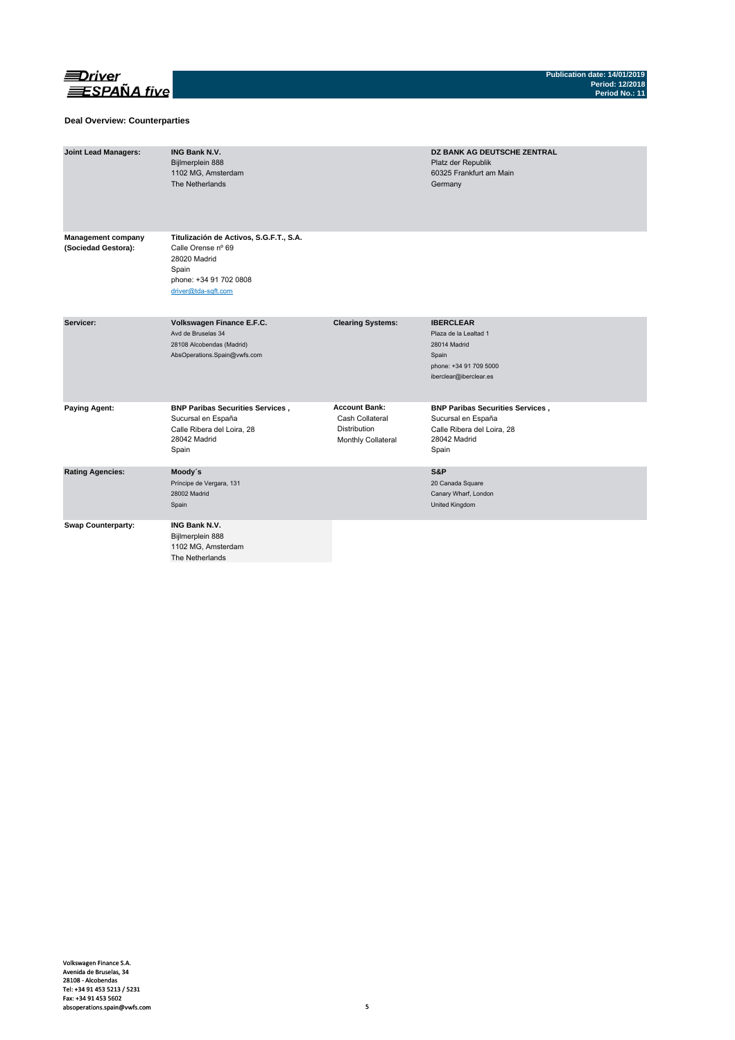**Driver ESPAÑA five**

**Publication date: 14/01/2019**
**Period: 12/2018**
**Period No.: 11**

### Deal Overview: Counterparties

| | | | |
|---|---|---|---|
| **Joint Lead Managers:** | **ING Bank N.V.**<br>Bijlmerplein 888<br>1102 MG, Amsterdam<br>The Netherlands | | **DZ BANK AG DEUTSCHE ZENTRAL**<br>Platz der Republik<br>60325 Frankfurt am Main<br>Germany |
| **Management company (Sociedad Gestora):** | **Titulización de Activos, S.G.F.T., S.A.**<br>Calle Orense nº 69<br>28020 Madrid<br>Spain<br>phone: +34 91 702 0808<br>driver@tda-sgft.com | | |
| **Servicer:** | **Volkswagen Finance E.F.C.**<br>Avd de Bruselas 34<br>28108 Alcobendas (Madrid)<br>AbsOperations.Spain@vwfs.com | **Clearing Systems:** | **IBERCLEAR**<br>Plaza de la Lealtad 1<br>28014 Madrid<br>Spain<br>phone: +34 91 709 5000<br>iberclear@iberclear.es |
| **Paying Agent:** | **BNP Paribas Securities Services ,**<br>Sucursal en España<br>Calle Ribera del Loira, 28<br>28042 Madrid<br>Spain | **Account Bank:**<br>Cash Collateral<br>Distribution<br>Monthly Collateral | **BNP Paribas Securities Services ,**<br>Sucursal en España<br>Calle Ribera del Loira, 28<br>28042 Madrid<br>Spain |
| **Rating Agencies:** | **Moody´s**<br>Príncipe de Vergara, 131<br>28002 Madrid<br>Spain | | **S&P**<br>20 Canada Square<br>Canary Wharf, London<br>United Kingdom |
| **Swap Counterparty:** | **ING Bank N.V.**<br>Bijlmerplein 888<br>1102 MG, Amsterdam<br>The Netherlands | | |

Volkswagen Finance S.A.
Avenida de Bruselas, 34
28108 - Alcobendas
Tel: +34 91 453 5213 / 5231
Fax: +34 91 453 5602
absoperations.spain@vwfs.com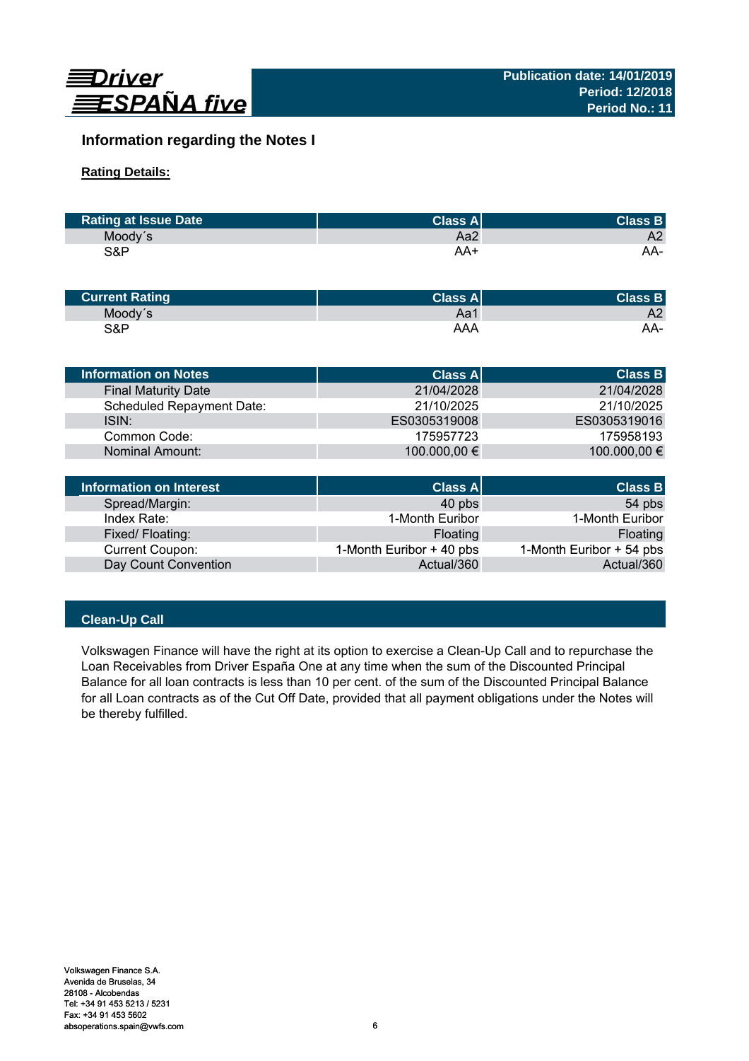## Information regarding the Notes I

**Rating Details:**

| Rating at Issue Date | Class A | Class B |
|---|---|---|
| Moody´s | Aa2 | A2 |
| S&P | AA+ | AA- |

| Current Rating | Class A | Class B |
|---|---|---|
| Moody´s | Aa1 | A2 |
| S&P | AAA | AA- |

| Information on Notes | Class A | Class B |
|---|---|---|
| Final Maturity Date | 21/04/2028 | 21/04/2028 |
| Scheduled Repayment Date: | 21/10/2025 | 21/10/2025 |
| ISIN: | ES0305319008 | ES0305319016 |
| Common Code: | 175957723 | 175958193 |
| Nominal Amount: | 100.000,00 € | 100.000,00 € |

| Information on Interest | Class A | Class B |
|---|---|---|
| Spread/Margin: | 40 pbs | 54 pbs |
| Index Rate: | 1-Month Euribor | 1-Month Euribor |
| Fixed/ Floating: | Floating | Floating |
| Current Coupon: | 1-Month Euribor + 40 pbs | 1-Month Euribor + 54 pbs |
| Day Count Convention | Actual/360 | Actual/360 |

### Clean-Up Call

Volkswagen Finance will have the right at its option to exercise a Clean-Up Call and to repurchase the Loan Receivables from Driver España One at any time when the sum of the Discounted Principal Balance for all loan contracts is less than 10 per cent. of the sum of the Discounted Principal Balance for all Loan contracts as of the Cut Off Date, provided that all payment obligations under the Notes will be thereby fulfilled.

Volkswagen Finance S.A.
Avenida de Bruselas, 34
28108 - Alcobendas
Tel: +34 91 453 5213 / 5231
Fax: +34 91 453 5602
absoperations.spain@vwfs.com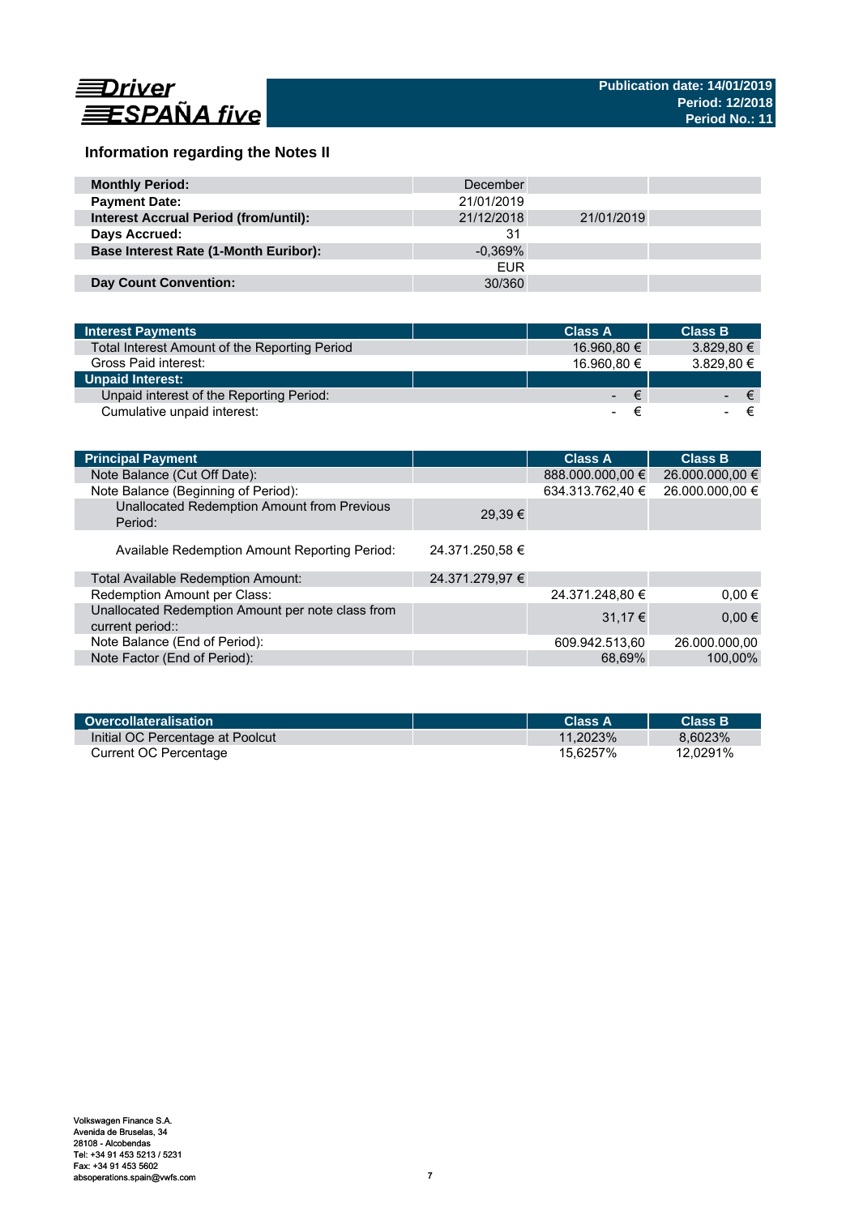Driver ESPAÑA five

**Publication date: 14/01/2019**
**Period: 12/2018**
**Period No.: 11**

## Information regarding the Notes II

| | | | |
|---|---|---|---|
| **Monthly Period:** | December | | |
| **Payment Date:** | 21/01/2019 | | |
| **Interest Accrual Period (from/until):** | 21/12/2018 | 21/01/2019 | |
| **Days Accrued:** | 31 | | |
| **Base Interest Rate (1-Month Euribor):** | -0,369% | | |
| | EUR | | |
| **Day Count Convention:** | 30/360 | | |

| **Interest Payments** | | **Class A** | **Class B** |
|---|---|---|---|
| Total Interest Amount of the Reporting Period | | 16.960,80 € | 3.829,80 € |
| Gross Paid interest: | | 16.960,80 € | 3.829,80 € |
| **Unpaid Interest:** | | | |
| Unpaid interest of the Reporting Period: | | - € | - € |
| Cumulative unpaid interest: | | - € | - € |

| **Principal Payment** | | **Class A** | **Class B** |
|---|---|---|---|
| Note Balance (Cut Off Date): | | 888.000.000,00 € | 26.000.000,00 € |
| Note Balance (Beginning of Period): | | 634.313.762,40 € | 26.000.000,00 € |
| Unallocated Redemption Amount from Previous Period: | 29,39 € | | |
| Available Redemption Amount Reporting Period: | 24.371.250,58 € | | |
| Total Available Redemption Amount: | 24.371.279,97 € | | |
| Redemption Amount per Class: | | 24.371.248,80 € | 0,00 € |
| Unallocated Redemption Amount per note class from current period:: | | 31,17 € | 0,00 € |
| Note Balance (End of Period): | | 609.942.513,60 | 26.000.000,00 |
| Note Factor (End of Period): | | 68,69% | 100,00% |

| **Overcollateralisation** | | **Class A** | **Class B** |
|---|---|---|---|
| Initial OC Percentage at Poolcut | | 11,2023% | 8,6023% |
| Current OC Percentage | | 15,6257% | 12,0291% |

Volkswagen Finance S.A.
Avenida de Bruselas, 34
28108 - Alcobendas
Tel: +34 91 453 5213 / 5231
Fax: +34 91 453 5602
absoperations.spain@vwfs.com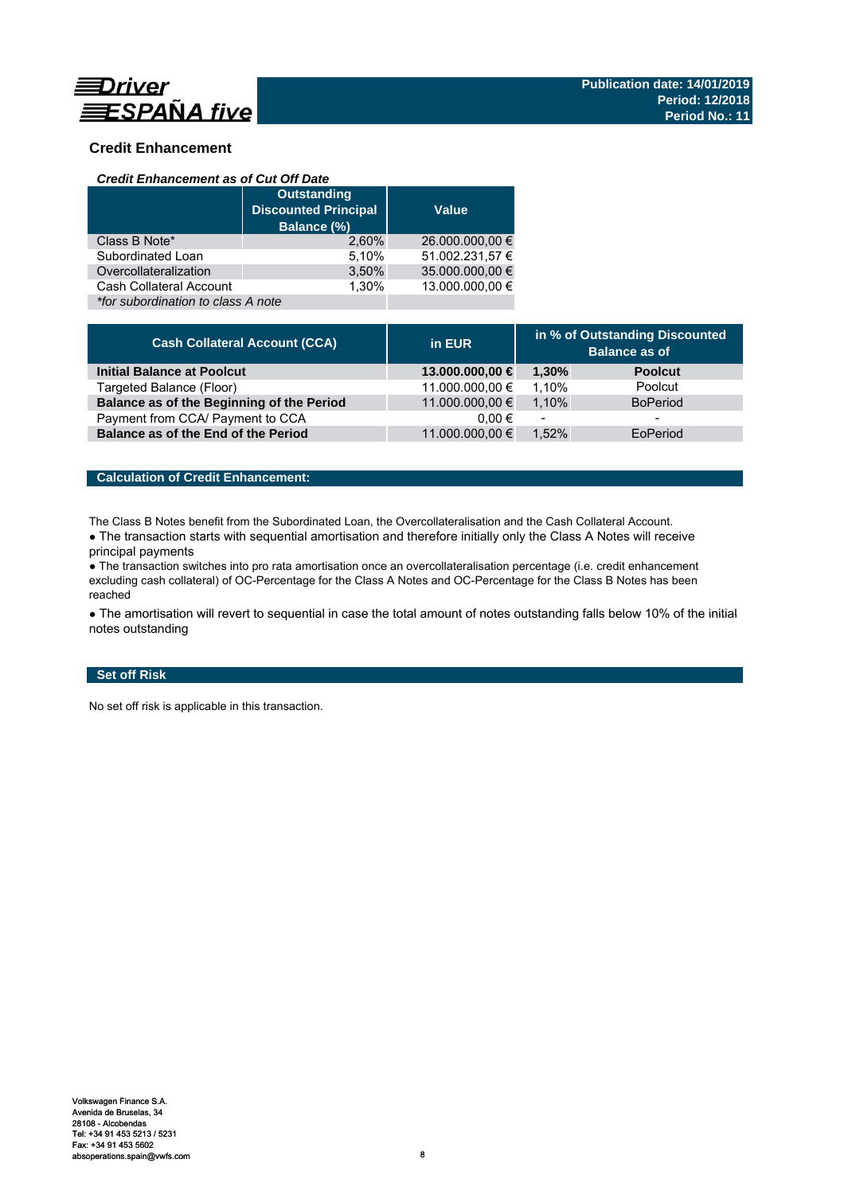## Credit Enhancement

### *Credit Enhancement as of Cut Off Date*

| | Outstanding Discounted Principal Balance (%) | Value |
|---|---|---|
| Class B Note* | 2,60% | 26.000.000,00 € |
| Subordinated Loan | 5,10% | 51.002.231,57 € |
| Overcollateralization | 3,50% | 35.000.000,00 € |
| Cash Collateral Account | 1,30% | 13.000.000,00 € |
| *\*for subordination to class A note* | | |

| Cash Collateral Account (CCA) | in EUR | in % of Outstanding Discounted Balance as of | |
|---|---|---|---|
| **Initial Balance at Poolcut** | **13.000.000,00 €** | **1,30%** | **Poolcut** |
| Targeted Balance (Floor) | 11.000.000,00 € | 1,10% | Poolcut |
| **Balance as of the Beginning of the Period** | 11.000.000,00 € | 1,10% | BoPeriod |
| Payment from CCA/ Payment to CCA | 0,00 € | - | - |
| **Balance as of the End of the Period** | 11.000.000,00 € | 1,52% | EoPeriod |

### Calculation of Credit Enhancement:

The Class B Notes benefit from the Subordinated Loan, the Overcollateralisation and the Cash Collateral Account.

- The transaction starts with sequential amortisation and therefore initially only the Class A Notes will receive principal payments
- The transaction switches into pro rata amortisation once an overcollateralisation percentage (i.e. credit enhancement excluding cash collateral) of OC-Percentage for the Class A Notes and OC-Percentage for the Class B Notes has been reached
- The amortisation will revert to sequential in case the total amount of notes outstanding falls below 10% of the initial notes outstanding

### Set off Risk

No set off risk is applicable in this transaction.

Volkswagen Finance S.A.
Avenida de Bruselas, 34
28108 - Alcobendas
Tel: +34 91 453 5213 / 5231
Fax: +34 91 453 5602
absoperations.spain@vwfs.com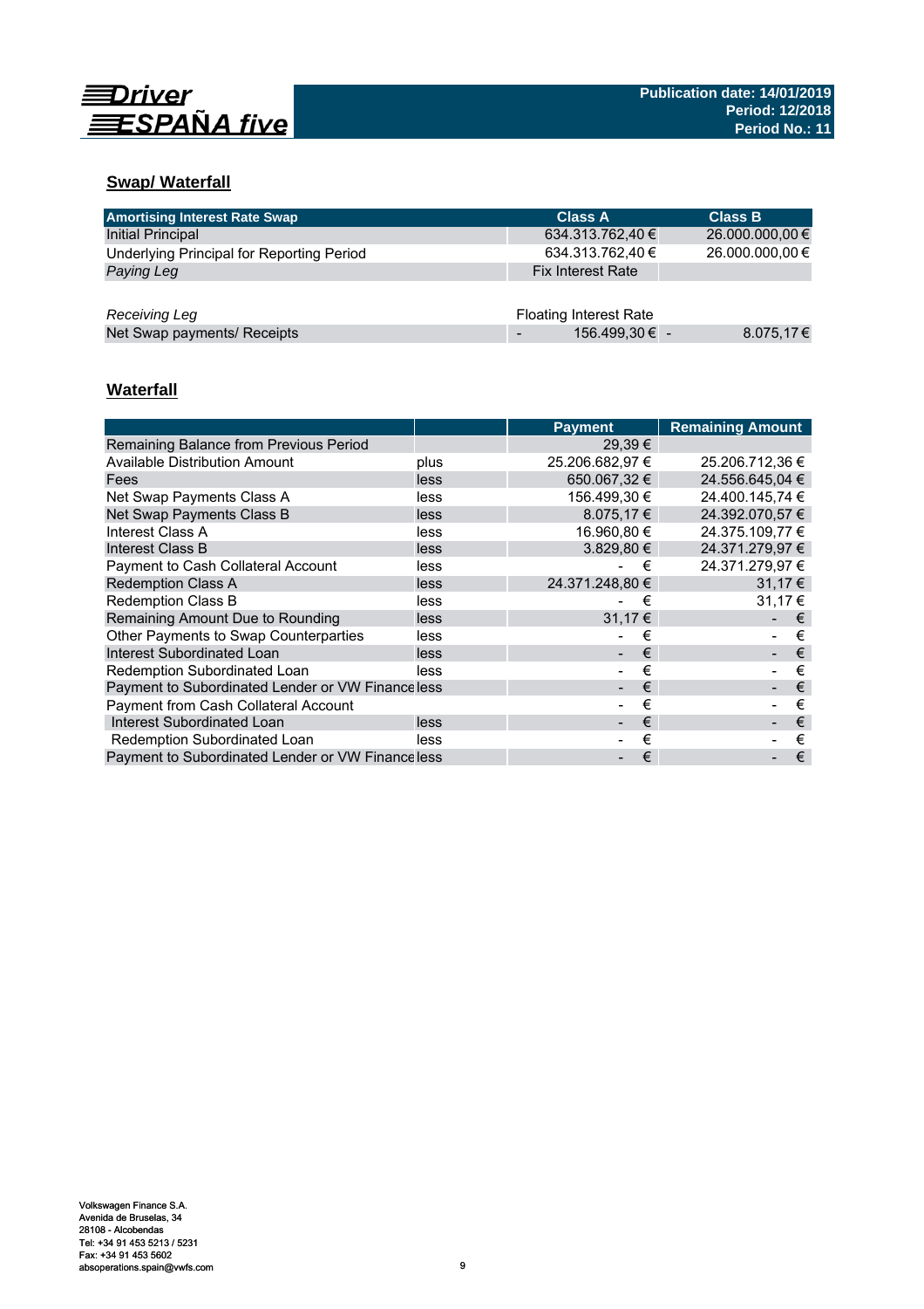Driver ESPAÑA five

Publication date: 14/01/2019
Period: 12/2018
Period No.: 11

## Swap/ Waterfall

| Amortising Interest Rate Swap | Class A | Class B |
|---|---|---|
| Initial Principal | 634.313.762,40 € | 26.000.000,00 € |
| Underlying Principal for Reporting Period | 634.313.762,40 € | 26.000.000,00 € |
| *Paying Leg* | Fix Interest Rate | |
| | | |
| *Receiving Leg* | Floating Interest Rate | |
| Net Swap payments/ Receipts | - 156.499,30 € | - 8.075,17 € |

## Waterfall

| | | Payment | Remaining Amount |
|---|---|---|---|
| Remaining Balance from Previous Period | | 29,39 € | |
| Available Distribution Amount | plus | 25.206.682,97 € | 25.206.712,36 € |
| Fees | less | 650.067,32 € | 24.556.645,04 € |
| Net Swap Payments Class A | less | 156.499,30 € | 24.400.145,74 € |
| Net Swap Payments Class B | less | 8.075,17 € | 24.392.070,57 € |
| Interest Class A | less | 16.960,80 € | 24.375.109,77 € |
| Interest Class B | less | 3.829,80 € | 24.371.279,97 € |
| Payment to Cash Collateral Account | less | - € | 24.371.279,97 € |
| Redemption Class A | less | 24.371.248,80 € | 31,17 € |
| Redemption Class B | less | - € | 31,17 € |
| Remaining Amount Due to Rounding | less | 31,17 € | - € |
| Other Payments to Swap Counterparties | less | - € | - € |
| Interest Subordinated Loan | less | - € | - € |
| Redemption Subordinated Loan | less | - € | - € |
| Payment to Subordinated Lender or VW Finance | less | - € | - € |
| Payment from Cash Collateral Account | | - € | - € |
| Interest Subordinated Loan | less | - € | - € |
| Redemption Subordinated Loan | less | - € | - € |
| Payment to Subordinated Lender or VW Finance | less | - € | - € |

Volkswagen Finance S.A.
Avenida de Bruselas, 34
28108 - Alcobendas
Tel: +34 91 453 5213 / 5231
Fax: +34 91 453 5602
absoperations.spain@vwfs.com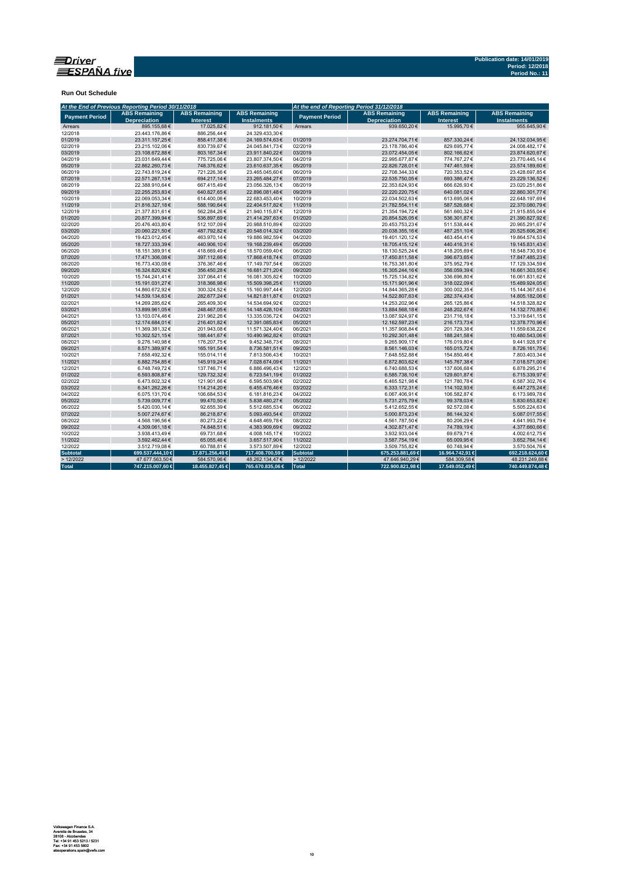**Driver ESPAÑA five**

**Publication date: 14/01/2019**
**Period: 12/2018**
**Period No.: 11**

**Run Out Schedule**

| At the End of Previous Reporting Period 30/11/2018 | | | | At the end of Reporting Period 31/12/2018 | | | |
|---|---|---|---|---|---|---|---|
| Payment Period | ABS Remaining Depreciation | ABS Remaining Interest | ABS Remaining Instalments | Payment Period | ABS Remaining Depreciation | ABS Remaining Interest | ABS Remaining Instalments |
| Arrears | 895.155,68 € | 17.025,82 € | 912.181,50 € | Arrears | 939.650,20 € | 15.995,70 € | 955.645,90 € |
| 12/2018 | 23.443.176,86 € | 886.256,44 € | 24.329.433,30 € | | | | |
| 01/2019 | 23.311.157,25 € | 858.417,38 € | 24.169.574,63 € | 01/2019 | 23.274.704,71 € | 857.330,24 € | 24.132.034,95 € |
| 02/2019 | 23.215.102,06 € | 830.739,67 € | 24.045.841,73 € | 02/2019 | 23.178.786,40 € | 829.695,77 € | 24.008.482,17 € |
| 03/2019 | 23.108.672,88 € | 803.167,34 € | 23.911.840,22 € | 03/2019 | 23.072.454,05 € | 802.166,62 € | 23.874.620,67 € |
| 04/2019 | 23.031.649,44 € | 775.725,06 € | 23.807.374,50 € | 04/2019 | 22.995.677,87 € | 774.767,27 € | 23.770.445,14 € |
| 05/2019 | 22.862.260,73 € | 748.376,62 € | 23.610.637,35 € | 05/2019 | 22.826.728,01 € | 747.461,59 € | 23.574.189,60 € |
| 06/2019 | 22.743.819,24 € | 721.226,36 € | 23.465.045,60 € | 06/2019 | 22.708.344,33 € | 720.353,52 € | 23.428.697,85 € |
| 07/2019 | 22.571.267,13 € | 694.217,14 € | 23.265.484,27 € | 07/2019 | 22.535.750,05 € | 693.386,47 € | 23.229.136,52 € |
| 08/2019 | 22.388.910,64 € | 667.415,49 € | 23.056.326,13 € | 08/2019 | 22.353.624,93 € | 666.626,93 € | 23.020.251,86 € |
| 09/2019 | 22.255.253,83 € | 640.827,65 € | 22.896.081,48 € | 09/2019 | 22.220.220,75 € | 640.081,02 € | 22.860.301,77 € |
| 10/2019 | 22.069.053,34 € | 614.400,06 € | 22.683.453,40 € | 10/2019 | 22.034.502,63 € | 613.695,06 € | 22.648.197,69 € |
| 11/2019 | 21.816.327,18 € | 588.190,64 € | 22.404.517,82 € | 11/2019 | 21.782.554,11 € | 587.526,68 € | 22.370.080,79 € |
| 12/2019 | 21.377.831,61 € | 562.284,26 € | 21.940.115,87 € | 12/2019 | 21.354.194,72 € | 561.660,32 € | 21.915.855,04 € |
| 01/2020 | 20.877.399,94 € | 536.897,69 € | 21.414.297,63 € | 01/2020 | 20.854.526,05 € | 536.301,87 € | 21.390.827,92 € |
| 02/2020 | 20.476.403,80 € | 512.107,09 € | 20.988.510,89 € | 02/2020 | 20.453.753,23 € | 511.538,44 € | 20.965.291,67 € |
| 03/2020 | 20.060.221,50 € | 487.792,82 € | 20.548.014,32 € | 03/2020 | 20.038.355,16 € | 487.251,10 € | 20.525.606,26 € |
| 04/2020 | 19.423.012,45 € | 463.970,14 € | 19.886.982,59 € | 04/2020 | 19.401.120,12 € | 463.454,41 € | 19.864.574,53 € |
| 05/2020 | 18.727.333,39 € | 440.906,10 € | 19.168.239,49 € | 05/2020 | 18.705.415,12 € | 440.416,31 € | 19.145.831,43 € |
| 06/2020 | 18.151.389,91 € | 418.669,49 € | 18.570.059,40 € | 06/2020 | 18.130.525,24 € | 418.205,69 € | 18.548.730,93 € |
| 07/2020 | 17.471.306,08 € | 397.112,66 € | 17.868.418,74 € | 07/2020 | 17.450.811,58 € | 396.673,65 € | 17.847.485,23 € |
| 08/2020 | 16.773.430,08 € | 376.367,46 € | 17.149.797,54 € | 08/2020 | 16.753.381,80 € | 375.952,79 € | 17.129.334,59 € |
| 09/2020 | 16.324.820,92 € | 356.450,28 € | 16.681.271,20 € | 09/2020 | 16.305.244,16 € | 356.059,39 € | 16.661.303,55 € |
| 10/2020 | 15.744.241,41 € | 337.064,41 € | 16.081.305,82 € | 10/2020 | 15.725.134,82 € | 336.696,80 € | 16.061.831,62 € |
| 11/2020 | 15.191.031,27 € | 318.366,98 € | 15.509.398,25 € | 11/2020 | 15.171.901,96 € | 318.022,09 € | 15.489.924,05 € |
| 12/2020 | 14.860.672,92 € | 300.324,52 € | 15.160.997,44 € | 12/2020 | 14.844.365,28 € | 300.002,35 € | 15.144.367,63 € |
| 01/2021 | 14.539.134,63 € | 282.677,24 € | 14.821.811,87 € | 01/2021 | 14.522.807,63 € | 282.374,43 € | 14.805.182,06 € |
| 02/2021 | 14.269.285,62 € | 265.409,30 € | 14.534.694,92 € | 02/2021 | 14.253.202,96 € | 265.125,86 € | 14.518.328,82 € |
| 03/2021 | 13.899.961,05 € | 248.467,05 € | 14.148.428,10 € | 03/2021 | 13.884.568,18 € | 248.202,67 € | 14.132.770,85 € |
| 04/2021 | 13.103.074,46 € | 231.962,26 € | 13.335.036,72 € | 04/2021 | 13.087.924,97 € | 231.716,18 € | 13.319.641,15 € |
| 05/2021 | 12.174.684,01 € | 216.401,82 € | 12.391.085,83 € | 05/2021 | 12.162.597,23 € | 216.173,73 € | 12.378.770,96 € |
| 06/2021 | 11.369.381,32 € | 201.943,08 € | 11.571.324,40 € | 06/2021 | 11.357.908,84 € | 201.729,38 € | 11.559.638,22 € |
| 07/2021 | 10.302.521,15 € | 188.441,67 € | 10.490.962,82 € | 07/2021 | 10.292.301,48 € | 188.241,58 € | 10.480.543,06 € |
| 08/2021 | 9.276.140,98 € | 176.207,75 € | 9.452.348,73 € | 08/2021 | 9.265.909,17 € | 176.019,80 € | 9.441.928,97 € |
| 09/2021 | 8.571.389,97 € | 165.191,54 € | 8.736.581,51 € | 09/2021 | 8.561.146,03 € | 165.015,72 € | 8.726.161,75 € |
| 10/2021 | 7.658.492,32 € | 155.014,11 € | 7.813.506,43 € | 10/2021 | 7.648.552,88 € | 154.850,46 € | 7.803.403,34 € |
| 11/2021 | 6.882.754,85 € | 145.919,24 € | 7.028.674,09 € | 11/2021 | 6.872.803,62 € | 145.767,38 € | 7.018.571,00 € |
| 12/2021 | 6.748.749,72 € | 137.746,71 € | 6.886.496,43 € | 12/2021 | 6.740.688,53 € | 137.606,68 € | 6.878.295,21 € |
| 01/2022 | 6.593.808,87 € | 129.732,32 € | 6.723.541,19 € | 01/2022 | 6.585.738,10 € | 129.601,87 € | 6.715.339,97 € |
| 02/2022 | 6.473.602,32 € | 121.901,66 € | 6.595.503,98 € | 02/2022 | 6.465.521,98 € | 121.780,78 € | 6.587.302,76 € |
| 03/2022 | 6.341.262,26 € | 114.214,20 € | 6.455.476,46 € | 03/2022 | 6.333.172,31 € | 114.102,93 € | 6.447.275,24 € |
| 04/2022 | 6.075.131,70 € | 106.684,53 € | 6.181.816,23 € | 04/2022 | 6.067.406,91 € | 106.582,87 € | 6.173.989,78 € |
| 05/2022 | 5.739.009,77 € | 99.470,50 € | 5.838.480,27 € | 05/2022 | 5.731.275,79 € | 99.378,03 € | 5.830.653,82 € |
| 06/2022 | 5.420.030,14 € | 92.655,39 € | 5.512.685,53 € | 06/2022 | 5.412.652,55 € | 92.572,08 € | 5.505.224,63 € |
| 07/2022 | 5.007.274,67 € | 86.218,87 € | 5.093.493,54 € | 07/2022 | 5.000.873,23 € | 86.144,32 € | 5.087.017,55 € |
| 08/2022 | 4.568.196,56 € | 80.273,22 € | 4.648.469,78 € | 08/2022 | 4.561.787,50 € | 80.206,29 € | 4.641.993,79 € |
| 09/2022 | 4.309.061,18 € | 74.848,51 € | 4.383.909,69 € | 09/2022 | 4.302.871,47 € | 74.789,19 € | 4.377.660,66 € |
| 10/2022 | 3.938.413,49 € | 69.731,68 € | 4.008.145,17 € | 10/2022 | 3.932.933,04 € | 69.679,71 € | 4.002.612,75 € |
| 11/2022 | 3.592.462,44 € | 65.055,46 € | 3.657.517,90 € | 11/2022 | 3.587.754,19 € | 65.009,95 € | 3.652.764,14 € |
| 12/2022 | 3.512.719,08 € | 60.788,81 € | 3.573.507,89 € | 12/2022 | 3.509.755,82 € | 60.748,94 € | 3.570.504,76 € |
| **Subtotal** | **699.537.444,10 €** | **17.871.256,49 €** | **717.408.700,59 €** | **Subtotal** | **675.253.881,69 €** | **16.964.742,91 €** | **692.218.624,60 €** |
| > 12/2022 | 47.677.563,50 € | 584.570,96 € | 48.262.134,47 € | > 12/2022 | 47.646.940,29 € | 584.309,58 € | 48.231.249,88 € |
| **Total** | **747.215.007,60 €** | **18.455.827,45 €** | **765.670.835,06 €** | **Total** | **722.900.821,98 €** | **17.549.052,49 €** | **740.449.874,48 €** |

Volkswagen Finance S.A.
Avenida de Bruselas, 34
28108 - Alcobendas
Tel: +34 91 453 5213 / 5231
Fax: +34 91 453 5802
absoperations.spain@vwfs.com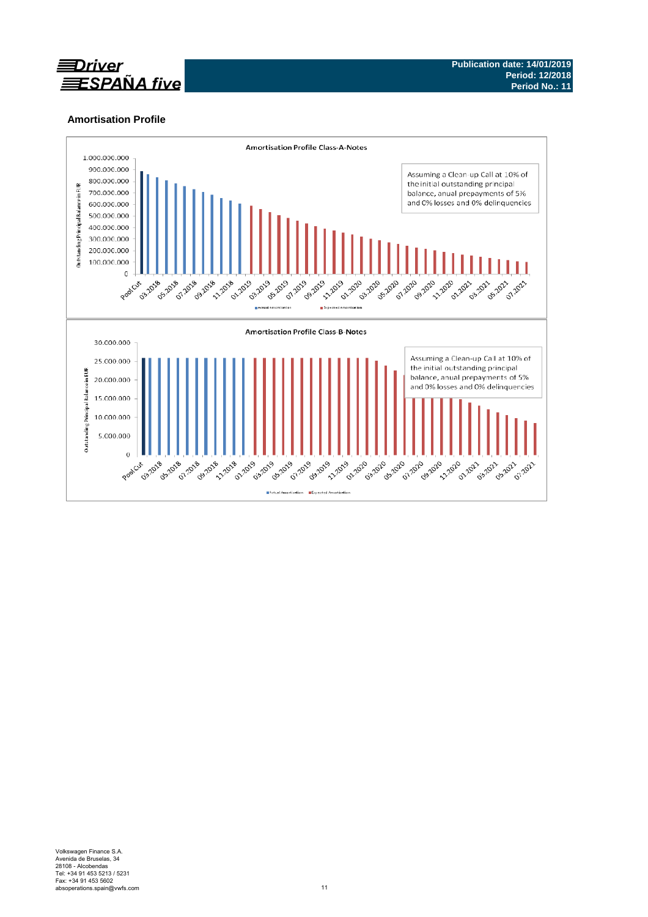## Amortisation Profile

**Amortisation Profile Class-A-Notes**

Assuming a Clean-up Call at 10% of the initial outstanding principal balance, anual prepayments of 5% and 0% losses and 0% delinquencies

**Amortisation Profile Class-B-Notes**

Assuming a Clean-up Call at 10% of the initial outstanding principal balance, anual prepayments of 5% and 0% losses and 0% delinquencies

Volkswagen Finance S.A.
Avenida de Bruselas, 34
28108 - Alcobendas
Tel: +34 91 453 5213 / 5231
Fax: +34 91 453 5602
absoperations.spain@vwfs.com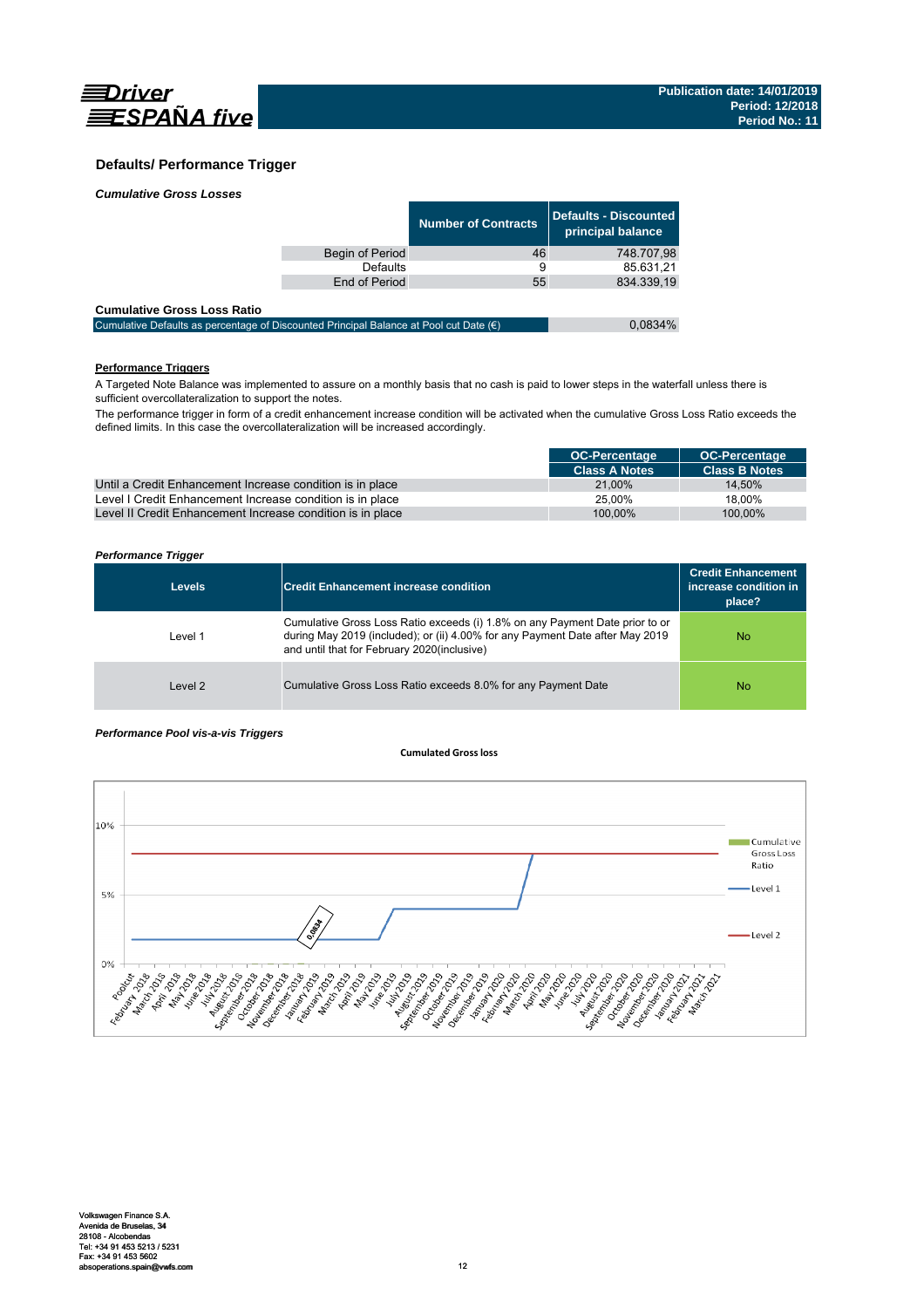## Defaults/ Performance Trigger

*Cumulative Gross Losses*

| | Number of Contracts | Defaults - Discounted principal balance |
|---|---|---|
| Begin of Period | 46 | 748.707,98 |
| Defaults | 9 | 85.631,21 |
| End of Period | 55 | 834.339,19 |

**Cumulative Gross Loss Ratio**

| | |
|---|---|
| Cumulative Defaults as percentage of Discounted Principal Balance at Pool cut Date (€) | 0,0834% |

**Performance Triggers**

A Targeted Note Balance was implemented to assure on a monthly basis that no cash is paid to lower steps in the waterfall unless there is sufficient overcollateralization to support the notes.

The performance trigger in form of a credit enhancement increase condition will be activated when the cumulative Gross Loss Ratio exceeds the defined limits. In this case the overcollateralization will be increased accordingly.

| | OC-Percentage Class A Notes | OC-Percentage Class B Notes |
|---|---|---|
| Until a Credit Enhancement Increase condition is in place | 21,00% | 14,50% |
| Level I Credit Enhancement Increase condition is in place | 25,00% | 18,00% |
| Level II Credit Enhancement Increase condition is in place | 100,00% | 100,00% |

*Performance Trigger*

| Levels | Credit Enhancement increase condition | Credit Enhancement increase condition in place? |
|---|---|---|
| Level 1 | Cumulative Gross Loss Ratio exceeds (i) 1.8% on any Payment Date prior to or during May 2019 (included); or (ii) 4.00% for any Payment Date after May 2019 and until that for February 2020(inclusive) | No |
| Level 2 | Cumulative Gross Loss Ratio exceeds 8.0% for any Payment Date | No |

*Performance Pool vis-a-vis Triggers*

Cumulated Gross loss

Volkswagen Finance S.A.
Avenida de Bruselas, 34
28108 - Alcobendas
Tel: +34 91 453 5213 / 5231
Fax: +34 91 453 5602
absoperations.spain@vwfs.com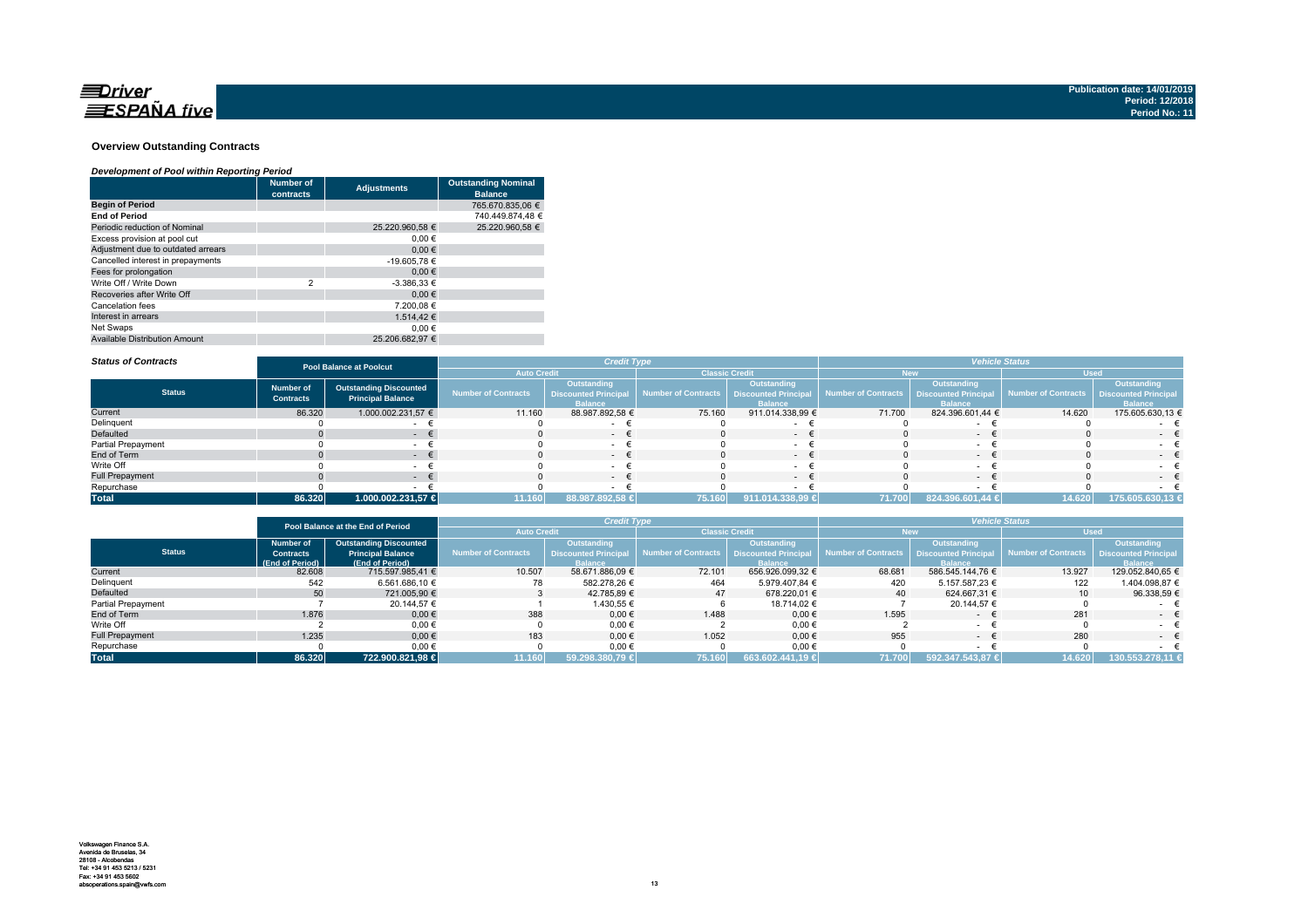**Driver ESPAÑA five**

Publication date: 14/01/2019
Period: 12/2018
Period No.: 11

## Overview Outstanding Contracts

### *Development of Pool within Reporting Period*

| | Number of contracts | Adjustments | Outstanding Nominal Balance |
|---|---|---|---|
| **Begin of Period** | | | 765.670.835,06 € |
| **End of Period** | | | 740.449.874,48 € |
| Periodic reduction of Nominal | | 25.220.960,58 € | 25.220.960,58 € |
| Excess provision at pool cut | | 0,00 € | |
| Adjustment due to outdated arrears | | 0,00 € | |
| Cancelled interest in prepayments | | -19.605,78 € | |
| Fees for prolongation | | 0,00 € | |
| Write Off / Write Down | 2 | -3.386,33 € | |
| Recoveries after Write Off | | 0,00 € | |
| Cancelation fees | | 7.200,08 € | |
| Interest in arrears | | 1.514,42 € | |
| Net Swaps | | 0,00 € | |
| Available Distribution Amount | | 25.206.682,97 € | |

### *Status of Contracts*

| | Pool Balance at Poolcut | | Credit Type | | | | Vehicle Status | | | |
|---|---|---|---|---|---|---|---|---|---|---|
| | | | Auto Credit | | Classic Credit | | New | | Used | |
| **Status** | Number of Contracts | Outstanding Discounted Principal Balance | Number of Contracts | Outstanding Discounted Principal Balance | Number of Contracts | Outstanding Discounted Principal Balance | Number of Contracts | Outstanding Discounted Principal Balance | Number of Contracts | Outstanding Discounted Principal Balance |
| Current | 86.320 | 1.000.002.231,57 € | 11.160 | 88.987.892,58 € | 75.160 | 911.014.338,99 € | 71.700 | 824.396.601,44 € | 14.620 | 175.605.630,13 € |
| Delinquent | 0 | - € | 0 | - € | 0 | - € | 0 | - € | 0 | - € |
| Defaulted | 0 | - € | 0 | - € | 0 | - € | 0 | - € | 0 | - € |
| Partial Prepayment | 0 | - € | 0 | - € | 0 | - € | 0 | - € | 0 | - € |
| End of Term | 0 | - € | 0 | - € | 0 | - € | 0 | - € | 0 | - € |
| Write Off | 0 | - € | 0 | - € | 0 | - € | 0 | - € | 0 | - € |
| Full Prepayment | 0 | - € | 0 | - € | 0 | - € | 0 | - € | 0 | - € |
| Repurchase | 0 | - € | 0 | - € | 0 | - € | 0 | - € | 0 | - € |
| **Total** | **86.320** | **1.000.002.231,57 €** | **11.160** | **88.987.892,58 €** | **75.160** | **911.014.338,99 €** | **71.700** | **824.396.601,44 €** | **14.620** | **175.605.630,13 €** |

| | Pool Balance at the End of Period | | Credit Type | | | | Vehicle Status | | | |
|---|---|---|---|---|---|---|---|---|---|---|
| | | | Auto Credit | | Classic Credit | | New | | Used | |
| **Status** | Number of Contracts (End of Period) | Outstanding Discounted Principal Balance (End of Period) | Number of Contracts | Outstanding Discounted Principal Balance | Number of Contracts | Outstanding Discounted Principal Balance | Number of Contracts | Outstanding Discounted Principal Balance | Number of Contracts | Outstanding Discounted Principal Balance |
| Current | 82.608 | 715.597.985,41 € | 10.507 | 58.671.886,09 € | 72.101 | 656.926.099,32 € | 68.681 | 586.545.144,76 € | 13.927 | 129.052.840,65 € |
| Delinquent | 542 | 6.561.686,10 € | 78 | 582.278,26 € | 464 | 5.979.407,84 € | 420 | 5.157.587,23 € | 122 | 1.404.098,87 € |
| Defaulted | 50 | 721.005,90 € | 3 | 42.785,89 € | 47 | 678.220,01 € | 40 | 624.667,31 € | 10 | 96.338,59 € |
| Partial Prepayment | 7 | 20.144,57 € | 1 | 1.430,55 € | 6 | 18.714,02 € | 7 | 20.144,57 € | 0 | - € |
| End of Term | 1.876 | 0,00 € | 388 | 0,00 € | 1.488 | 0,00 € | 1.595 | - € | 281 | - € |
| Write Off | 2 | 0,00 € | 0 | 0,00 € | 2 | 0,00 € | 2 | - € | 0 | - € |
| Full Prepayment | 1.235 | 0,00 € | 183 | 0,00 € | 1.052 | 0,00 € | 955 | - € | 280 | - € |
| Repurchase | 0 | 0,00 € | 0 | 0,00 € | 0 | 0,00 € | 0 | - € | 0 | - € |
| **Total** | **86.320** | **722.900.821,98 €** | **11.160** | **59.298.380,79 €** | **75.160** | **663.602.441,19 €** | **71.700** | **592.347.543,87 €** | **14.620** | **130.553.278,11 €** |

Volkswagen Finance S.A.
Avenida de Bruselas, 34
28108 - Alcobendas
Tel: +34 91 453 5213 / 5231
Fax: +34 91 453 5602
absoperations.spain@vwfs.com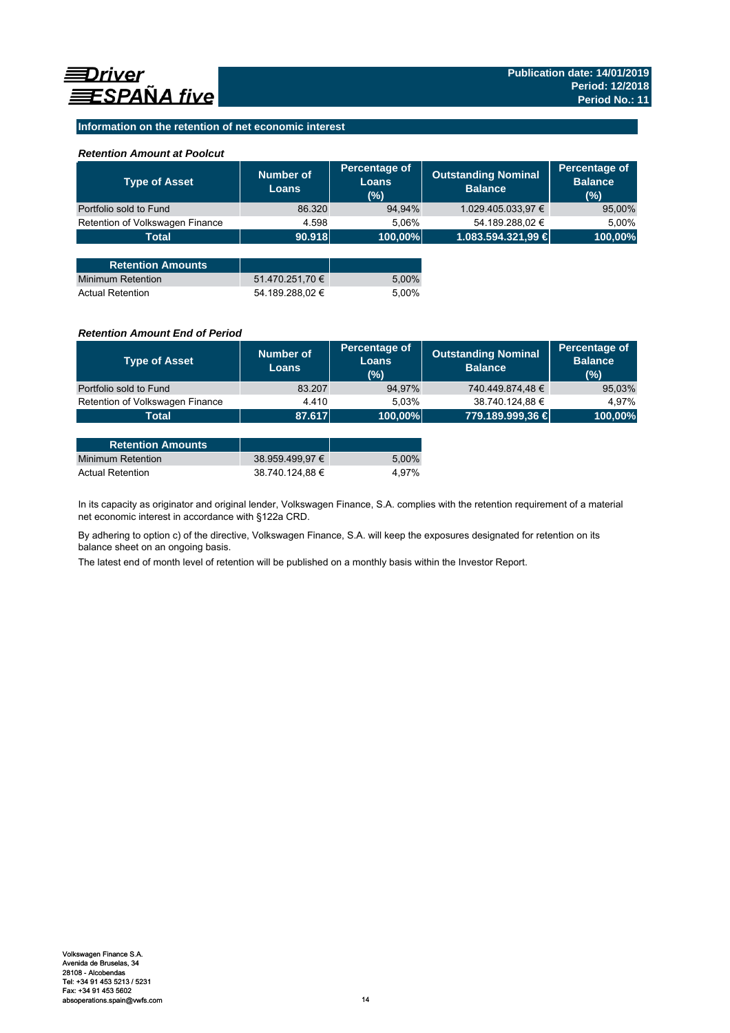## Information on the retention of net economic interest

### *Retention Amount at Poolcut*

| Type of Asset | Number of Loans | Percentage of Loans (%) | Outstanding Nominal Balance | Percentage of Balance (%) |
|---|---|---|---|---|
| Portfolio sold to Fund | 86.320 | 94,94% | 1.029.405.033,97 € | 95,00% |
| Retention of Volkswagen Finance | 4.598 | 5,06% | 54.189.288,02 € | 5,00% |
| **Total** | **90.918** | **100,00%** | **1.083.594.321,99 €** | **100,00%** |

| Retention Amounts | | |
|---|---|---|
| Minimum Retention | 51.470.251,70 € | 5,00% |
| Actual Retention | 54.189.288,02 € | 5,00% |

### *Retention Amount End of Period*

| Type of Asset | Number of Loans | Percentage of Loans (%) | Outstanding Nominal Balance | Percentage of Balance (%) |
|---|---|---|---|---|
| Portfolio sold to Fund | 83.207 | 94,97% | 740.449.874,48 € | 95,03% |
| Retention of Volkswagen Finance | 4.410 | 5,03% | 38.740.124,88 € | 4,97% |
| **Total** | **87.617** | **100,00%** | **779.189.999,36 €** | **100,00%** |

| Retention Amounts | | |
|---|---|---|
| Minimum Retention | 38.959.499,97 € | 5,00% |
| Actual Retention | 38.740.124,88 € | 4,97% |

In its capacity as originator and original lender, Volkswagen Finance, S.A. complies with the retention requirement of a material net economic interest in accordance with §122a CRD.

By adhering to option c) of the directive, Volkswagen Finance, S.A. will keep the exposures designated for retention on its balance sheet on an ongoing basis.

The latest end of month level of retention will be published on a monthly basis within the Investor Report.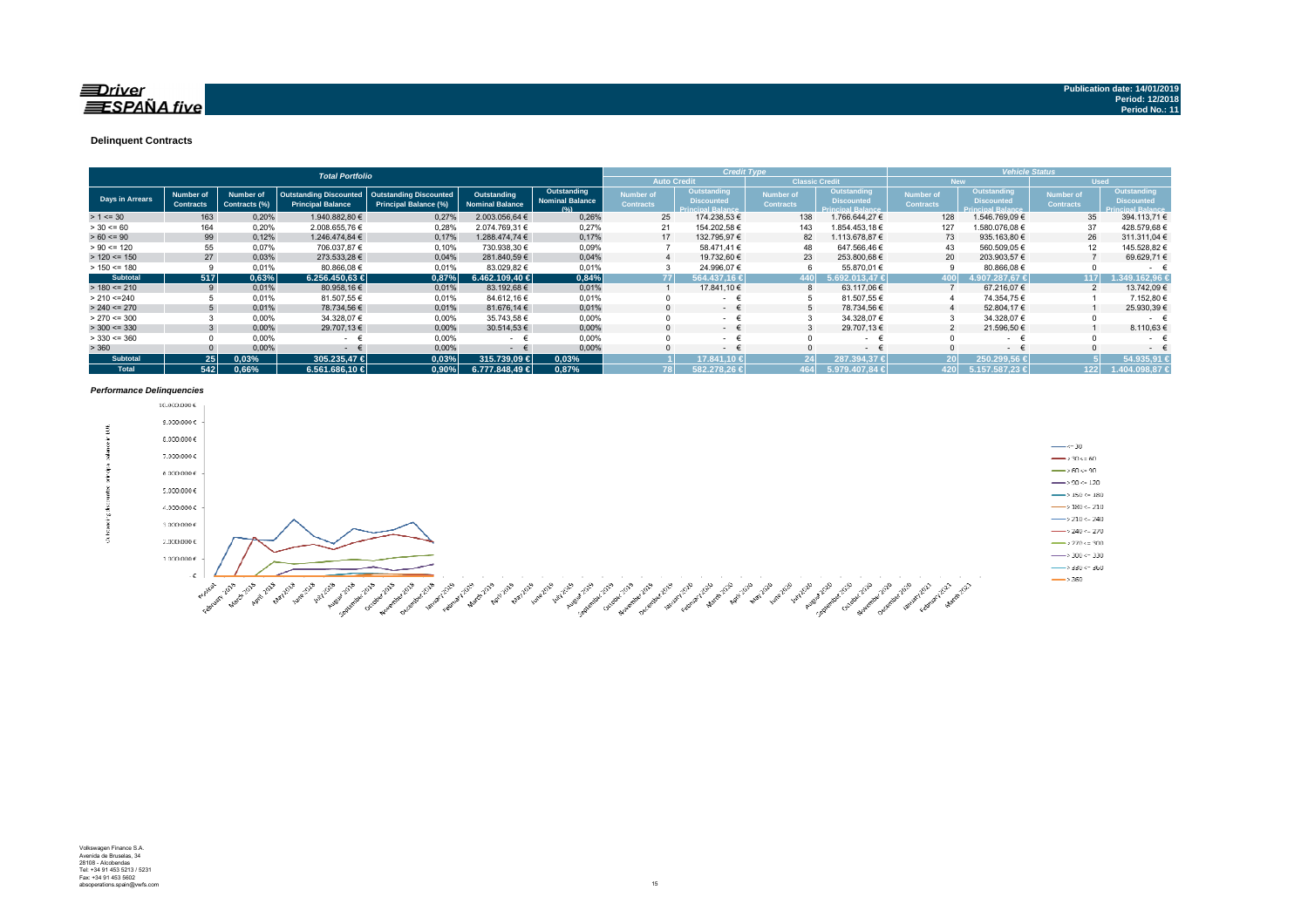Publication date: 14/01/2019
Period: 12/2018
Period No.: 11

## Delinquent Contracts

| Total Portfolio | | | | | | | Credit Type | | | | Vehicle Status | | | |
|---|---|---|---|---|---|---|---|---|---|---|---|---|---|---|
| | | | | | | | Auto Credit | | Classic Credit | | New | | Used | |
| Days in Arrears | Number of Contracts | Number of Contracts (%) | Outstanding Discounted Principal Balance | Outstanding Discounted Principal Balance (%) | Outstanding Nominal Balance | Outstanding Nominal Balance (%) | Number of Contracts | Outstanding Discounted Principal Balance | Number of Contracts | Outstanding Discounted Principal Balance | Number of Contracts | Outstanding Discounted Principal Balance | Number of Contracts | Outstanding Discounted Principal Balance |
| > 1 <= 30 | 163 | 0,20% | 1.940.882,80 € | 0,27% | 2.003.056,64 € | 0,26% | 25 | 174.238,53 € | 138 | 1.766.644,27 € | 128 | 1.546.769,09 € | 35 | 394.113,71 € |
| > 30 <= 60 | 164 | 0,20% | 2.008.655,76 € | 0,28% | 2.074.769,31 € | 0,27% | 21 | 154.202,58 € | 143 | 1.854.453,18 € | 127 | 1.580.076,08 € | 37 | 428.579,68 € |
| > 60 <= 90 | 99 | 0,12% | 1.246.474,84 € | 0,17% | 1.288.474,74 € | 0,17% | 17 | 132.795,97 € | 82 | 1.113.678,87 € | 73 | 935.163,80 € | 26 | 311.311,04 € |
| > 90 <= 120 | 55 | 0,07% | 706.037,87 € | 0,10% | 730.938,30 € | 0,09% | 7 | 58.471,41 € | 48 | 647.566,46 € | 43 | 560.509,05 € | 12 | 145.528,82 € |
| > 120 <= 150 | 27 | 0,03% | 273.533,28 € | 0,04% | 281.840,59 € | 0,04% | 4 | 19.732,60 € | 23 | 253.800,68 € | 20 | 203.903,57 € | 7 | 69.629,71 € |
| > 150 <= 180 | 9 | 0,01% | 80.866,08 € | 0,01% | 83.029,82 € | 0,01% | 3 | 24.996,07 € | 6 | 55.870,01 € | 9 | 80.866,08 € | 0 | - € |
| **Subtotal** | **517** | **0,63%** | **6.256.450,63 €** | **0,87%** | **6.462.109,40 €** | **0,84%** | **77** | **564.437,16 €** | **440** | **5.692.013,47 €** | **400** | **4.907.287,67 €** | **117** | **1.349.162,96 €** |
| > 180 <= 210 | 9 | 0,01% | 80.958,16 € | 0,01% | 83.192,68 € | 0,01% | 1 | 17.841,10 € | 8 | 63.117,06 € | 7 | 67.216,07 € | 2 | 13.742,09 € |
| > 210 <=240 | 5 | 0,01% | 81.507,55 € | 0,01% | 84.612,16 € | 0,01% | 0 | - € | 5 | 81.507,55 € | 4 | 74.354,75 € | 1 | 7.152,80 € |
| > 240 <= 270 | 5 | 0,01% | 78.734,56 € | 0,01% | 81.676,14 € | 0,01% | 0 | - € | 5 | 78.734,56 € | 4 | 52.804,17 € | 1 | 25.930,39 € |
| > 270 <= 300 | 3 | 0,00% | 34.328,07 € | 0,00% | 35.743,58 € | 0,00% | 0 | - € | 3 | 34.328,07 € | 3 | 34.328,07 € | 0 | - € |
| > 300 <= 330 | 3 | 0,00% | 29.707,13 € | 0,00% | 30.514,53 € | 0,00% | 0 | - € | 3 | 29.707,13 € | 2 | 21.596,50 € | 1 | 8.110,63 € |
| > 330 <= 360 | 0 | 0,00% | - € | 0,00% | - € | 0,00% | 0 | - € | 0 | - € | 0 | - € | 0 | - € |
| > 360 | 0 | 0,00% | - € | 0,00% | - € | 0,00% | 0 | - € | 0 | - € | 0 | - € | 0 | - € |
| **Subtotal** | **25** | **0,03%** | **305.235,47 €** | **0,03%** | **315.739,09 €** | **0,03%** | **1** | **17.841,10 €** | **24** | **287.394,37 €** | **20** | **250.299,56 €** | **5** | **54.935,91 €** |
| **Total** | **542** | **0,66%** | **6.561.686,10 €** | **0,90%** | **6.777.848,49 €** | **0,87%** | **78** | **582.278,26 €** | **464** | **5.979.407,84 €** | **420** | **5.157.587,23 €** | **122** | **1.404.098,87 €** |

### *Performance Delinquencies*

Volkswagen Finance S.A.
Avenida de Bruselas, 34
28108 - Alcobendas
Tel: +34 91 453 5213 / 5231
Fax: +34 91 453 5602
absoperations.spain@vwfs.com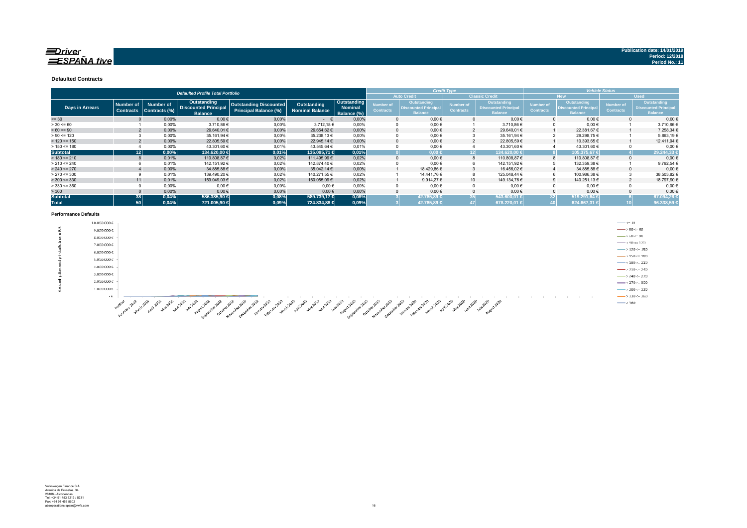Publication date: 14/01/2019
Period: 12/2018
Period No.: 11

### Defaulted Contracts

| Defaulted Profile Total Portfolio | | | | | | | Credit Type | | | | Vehicle Status | | | |
|---|---|---|---|---|---|---|---|---|---|---|---|---|---|---|
| | | | | | | | Auto Credit | | Classic Credit | | New | | Used | |
| Days in Arrears | Number of Contracts | Number of Contracts (%) | Outstanding Discounted Principal Balance | Outstanding Discounted Principal Balance (%) | Outstanding Nominal Balance | Outstanding Nominal Balance (%) | Number of Contracts | Outstanding Discounted Principal Balance | Number of Contracts | Outstanding Discounted Principal Balance | Number of Contracts | Outstanding Discounted Principal Balance | Number of Contracts | Outstanding Discounted Principal Balance |
| <= 30 | 0 | 0,00% | 0,00 € | 0,00% | - € | 0,00% | 0 | 0,00 € | 0 | 0,00 € | 0 | 0,00 € | 0 | 0,00 € |
| > 30 <= 60 | 1 | 0,00% | 3.710,86 € | 0,00% | 3.712,18 € | 0,00% | 0 | 0,00 € | 1 | 3.710,86 € | 0 | 0,00 € | 1 | 3.710,86 € |
| > 60 <= 90 | 2 | 0,00% | 29.640,01 € | 0,00% | 29.654,62 € | 0,00% | 0 | 0,00 € | 2 | 29.640,01 € | 1 | 22.381,67 € | 1 | 7.258,34 € |
| > 90 <= 120 | 3 | 0,00% | 35.161,94 € | 0,00% | 35.238,13 € | 0,00% | 0 | 0,00 € | 3 | 35.161,94 € | 2 | 29.298,75 € | 1 | 5.863,19 € |
| > 120 <= 150 | 2 | 0,00% | 22.805,59 € | 0,00% | 22.945,14 € | 0,00% | 0 | 0,00 € | 2 | 22.805,59 € | 1 | 10.393,65 € | 1 | 12.411,94 € |
| > 150 <= 180 | 4 | 0,00% | 43.301,60 € | 0,01% | 43.545,64 € | 0,01% | 0 | 0,00 € | 4 | 43.301,60 € | 4 | 43.301,60 € | 0 | 0,00 € |
| **Subtotal** | **12** | **0,00%** | **134.620,00 €** | **0,01%** | **135.095,71 €** | **0,01%** | **0** | **0,00 €** | **12** | **134.620,00 €** | **8** | **105.375,67 €** | **4** | **29.244,33 €** |
| > 180 <= 210 | 8 | 0,01% | 110.808,87 € | 0,02% | 111.495,99 € | 0,02% | 0 | 0,00 € | 8 | 110.808,87 € | 8 | 110.808,87 € | 0 | 0,00 € |
| > 210 <= 240 | 6 | 0,01% | 142.151,92 € | 0,02% | 142.874,40 € | 0,02% | 0 | 0,00 € | 6 | 142.151,92 € | 5 | 132.359,38 € | 1 | 9.792,54 € |
| > 240 <= 270 | 4 | 0,00% | 34.885,88 € | 0,00% | 35.042,14 € | 0,00% | 1 | 18.429,86 € | 3 | 16.456,02 € | 4 | 34.885,88 € | 0 | 0,00 € |
| > 270 <= 300 | 9 | 0,01% | 139.490,20 € | 0,02% | 140.271,55 € | 0,02% | 1 | 14.441,76 € | 8 | 125.048,44 € | 6 | 100.986,38 € | 3 | 38.503,82 € |
| > 300 <= 330 | 11 | 0,01% | 159.049,03 € | 0,02% | 160.055,09 € | 0,02% | 1 | 9.914,27 € | 10 | 149.134,76 € | 9 | 140.251,13 € | 2 | 18.797,90 € |
| > 330 <= 360 | 0 | 0,00% | 0,00 € | 0,00% | 0,00 € | 0,00% | 0 | 0,00 € | 0 | 0,00 € | 0 | 0,00 € | 0 | 0,00 € |
| > 360 | 0 | 0,00% | 0,00 € | 0,00% | 0,00 € | 0,00% | 0 | 0,00 € | 0 | 0,00 € | 0 | 0,00 € | 0 | 0,00 € |
| **Subtotal** | **38** | **0,04%** | **586.385,90 €** | **0,08%** | **589.739,17 €** | **0,08%** | **3** | **42.785,89 €** | **35** | **543.600,01 €** | **32** | **519.291,64 €** | **6** | **67.094,26 €** |
| **Total** | **50** | **0,04%** | **721.005,90 €** | **0,09%** | **724.834,88 €** | **0,09%** | **3** | **42.785,89 €** | **47** | **678.220,01 €** | **40** | **624.667,31 €** | **10** | **96.338,59 €** |

### Performance Defaults

Volkswagen Finance S.A.
Avenida de Bruselas, 34
28108 - Alcobendas
Tel: +34 91 453 5213 / 5231
Fax: +34 91 453 5602
absoperations.spain@vwfs.com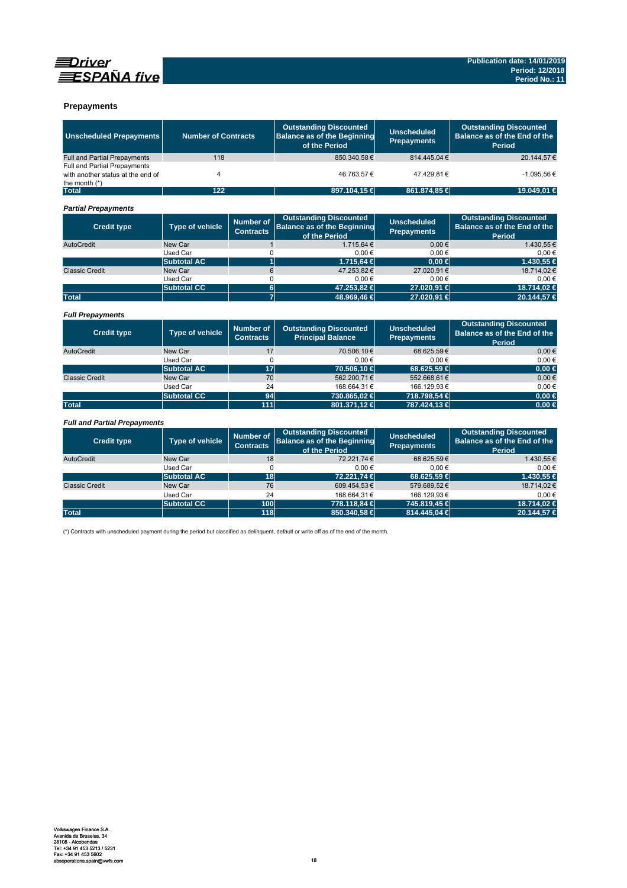## Prepayments

| Unscheduled Prepayments | Number of Contracts | Outstanding Discounted Balance as of the Beginning of the Period | Unscheduled Prepayments | Outstanding Discounted Balance as of the End of the Period |
|---|---|---|---|---|
| Full and Partial Prepayments | 118 | 850.340,58 € | 814.445,04 € | 20.144,57 € |
| Full and Partial Prepayments with another status at the end of the month (*) | 4 | 46.763,57 € | 47.429,81 € | -1.095,56 € |
| **Total** | **122** | **897.104,15 €** | **861.874,85 €** | **19.049,01 €** |

### *Partial Prepayments*

| Credit type | Type of vehicle | Number of Contracts | Outstanding Discounted Balance as of the Beginning of the Period | Unscheduled Prepayments | Outstanding Discounted Balance as of the End of the Period |
|---|---|---|---|---|---|
| AutoCredit | New Car | 1 | 1.715,64 € | 0,00 € | 1.430,55 € |
| | Used Car | 0 | 0,00 € | 0,00 € | 0,00 € |
| | **Subtotal AC** | **1** | **1.715,64 €** | **0,00 €** | **1.430,55 €** |
| Classic Credit | New Car | 6 | 47.253,82 € | 27.020,91 € | 18.714,02 € |
| | Used Car | 0 | 0,00 € | 0,00 € | 0,00 € |
| | **Subtotal CC** | **6** | **47.253,82 €** | **27.020,91 €** | **18.714,02 €** |
| **Total** | | **7** | **48.969,46 €** | **27.020,91 €** | **20.144,57 €** |

### *Full Prepayments*

| Credit type | Type of vehicle | Number of Contracts | Outstanding Discounted Principal Balance | Unscheduled Prepayments | Outstanding Discounted Balance as of the End of the Period |
|---|---|---|---|---|---|
| AutoCredit | New Car | 17 | 70.506,10 € | 68.625,59 € | 0,00 € |
| | Used Car | 0 | 0,00 € | 0,00 € | 0,00 € |
| | **Subtotal AC** | **17** | **70.506,10 €** | **68.625,59 €** | **0,00 €** |
| Classic Credit | New Car | 70 | 562.200,71 € | 552.668,61 € | 0,00 € |
| | Used Car | 24 | 168.664,31 € | 166.129,93 € | 0,00 € |
| | **Subtotal CC** | **94** | **730.865,02 €** | **718.798,54 €** | **0,00 €** |
| **Total** | | **111** | **801.371,12 €** | **787.424,13 €** | **0,00 €** |

### *Full and Partial Prepayments*

| Credit type | Type of vehicle | Number of Contracts | Outstanding Discounted Balance as of the Beginning of the Period | Unscheduled Prepayments | Outstanding Discounted Balance as of the End of the Period |
|---|---|---|---|---|---|
| AutoCredit | New Car | 18 | 72.221,74 € | 68.625,59 € | 1.430,55 € |
| | Used Car | 0 | 0,00 € | 0,00 € | 0,00 € |
| | **Subtotal AC** | **18** | **72.221,74 €** | **68.625,59 €** | **1.430,55 €** |
| Classic Credit | New Car | 76 | 609.454,53 € | 579.689,52 € | 18.714,02 € |
| | Used Car | 24 | 168.664,31 € | 166.129,93 € | 0,00 € |
| | **Subtotal CC** | **100** | **778.118,84 €** | **745.819,45 €** | **18.714,02 €** |
| **Total** | | **118** | **850.340,58 €** | **814.445,04 €** | **20.144,57 €** |

(*) Contracts with unscheduled payment during the period but classified as delinquent, default or write off as of the end of the month.

Volkswagen Finance S.A.
Avenida de Bruselas, 34
28108 - Alcobendas
Tel: +34 91 453 5213 / 5231
Fax: +34 91 453 5602
absoperations.spain@vwfs.com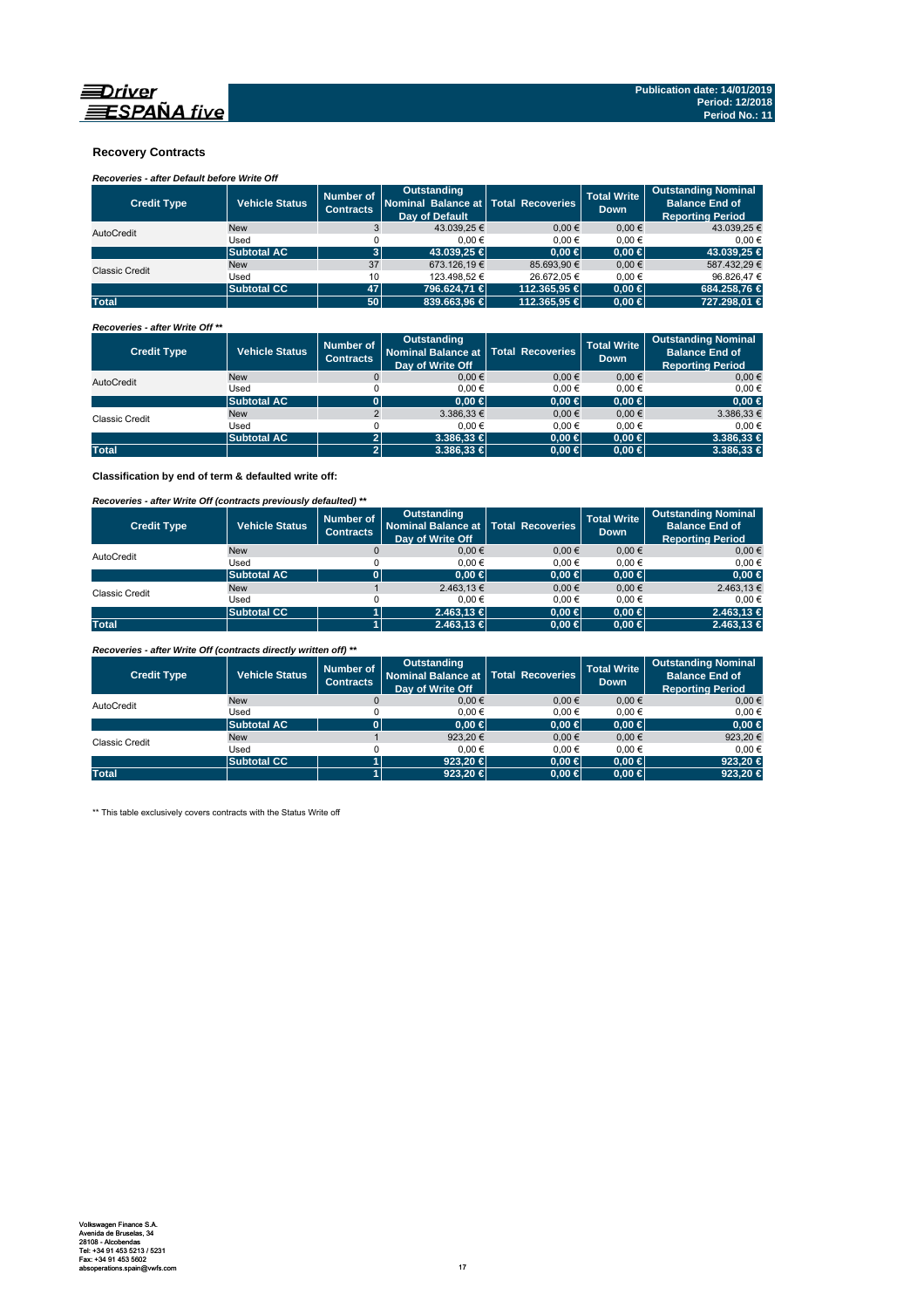Publication date: 14/01/2019
Period: 12/2018
Period No.: 11

## Recovery Contracts

*Recoveries - after Default before Write Off*

| Credit Type | Vehicle Status | Number of Contracts | Outstanding Nominal Balance at Day of Default | Total Recoveries | Total Write Down | Outstanding Nominal Balance End of Reporting Period |
|---|---|---|---|---|---|---|
| AutoCredit | New | 3 | 43.039,25 € | 0,00 € | 0,00 € | 43.039,25 € |
| | Used | 0 | 0,00 € | 0,00 € | 0,00 € | 0,00 € |
| | **Subtotal AC** | **3** | **43.039,25 €** | **0,00 €** | **0,00 €** | **43.039,25 €** |
| Classic Credit | New | 37 | 673.126,19 € | 85.693,90 € | 0,00 € | 587.432,29 € |
| | Used | 10 | 123.498,52 € | 26.672,05 € | 0,00 € | 96.826,47 € |
| | **Subtotal CC** | **47** | **796.624,71 €** | **112.365,95 €** | **0,00 €** | **684.258,76 €** |
| **Total** | | **50** | **839.663,96 €** | **112.365,95 €** | **0,00 €** | **727.298,01 €** |

*Recoveries - after Write Off \*\**

| Credit Type | Vehicle Status | Number of Contracts | Outstanding Nominal Balance at Day of Write Off | Total Recoveries | Total Write Down | Outstanding Nominal Balance End of Reporting Period |
|---|---|---|---|---|---|---|
| AutoCredit | New | 0 | 0,00 € | 0,00 € | 0,00 € | 0,00 € |
| | Used | 0 | 0,00 € | 0,00 € | 0,00 € | 0,00 € |
| | **Subtotal AC** | **0** | **0,00 €** | **0,00 €** | **0,00 €** | **0,00 €** |
| Classic Credit | New | 2 | 3.386,33 € | 0,00 € | 0,00 € | 3.386,33 € |
| | Used | 0 | 0,00 € | 0,00 € | 0,00 € | 0,00 € |
| | **Subtotal AC** | **2** | **3.386,33 €** | **0,00 €** | **0,00 €** | **3.386,33 €** |
| **Total** | | **2** | **3.386,33 €** | **0,00 €** | **0,00 €** | **3.386,33 €** |

**Classification by end of term & defaulted write off:**

*Recoveries - after Write Off (contracts previously defaulted) \*\**

| Credit Type | Vehicle Status | Number of Contracts | Outstanding Nominal Balance at Day of Write Off | Total Recoveries | Total Write Down | Outstanding Nominal Balance End of Reporting Period |
|---|---|---|---|---|---|---|
| AutoCredit | New | 0 | 0,00 € | 0,00 € | 0,00 € | 0,00 € |
| | Used | 0 | 0,00 € | 0,00 € | 0,00 € | 0,00 € |
| | **Subtotal AC** | **0** | **0,00 €** | **0,00 €** | **0,00 €** | **0,00 €** |
| Classic Credit | New | 1 | 2.463,13 € | 0,00 € | 0,00 € | 2.463,13 € |
| | Used | 0 | 0,00 € | 0,00 € | 0,00 € | 0,00 € |
| | **Subtotal CC** | **1** | **2.463,13 €** | **0,00 €** | **0,00 €** | **2.463,13 €** |
| **Total** | | **1** | **2.463,13 €** | **0,00 €** | **0,00 €** | **2.463,13 €** |

*Recoveries - after Write Off (contracts directly written off) \*\**

| Credit Type | Vehicle Status | Number of Contracts | Outstanding Nominal Balance at Day of Write Off | Total Recoveries | Total Write Down | Outstanding Nominal Balance End of Reporting Period |
|---|---|---|---|---|---|---|
| AutoCredit | New | 0 | 0,00 € | 0,00 € | 0,00 € | 0,00 € |
| | Used | 0 | 0,00 € | 0,00 € | 0,00 € | 0,00 € |
| | **Subtotal AC** | **0** | **0,00 €** | **0,00 €** | **0,00 €** | **0,00 €** |
| Classic Credit | New | 1 | 923,20 € | 0,00 € | 0,00 € | 923,20 € |
| | Used | 0 | 0,00 € | 0,00 € | 0,00 € | 0,00 € |
| | **Subtotal CC** | **1** | **923,20 €** | **0,00 €** | **0,00 €** | **923,20 €** |
| **Total** | | **1** | **923,20 €** | **0,00 €** | **0,00 €** | **923,20 €** |

** This table exclusively covers contracts with the Status Write off

Volkswagen Finance S.A.
Avenida de Bruselas, 34
28108 - Alcobendas
Tel: +34 91 453 5213 / 5231
Fax: +34 91 453 5602
absoperations.spain@vwfs.com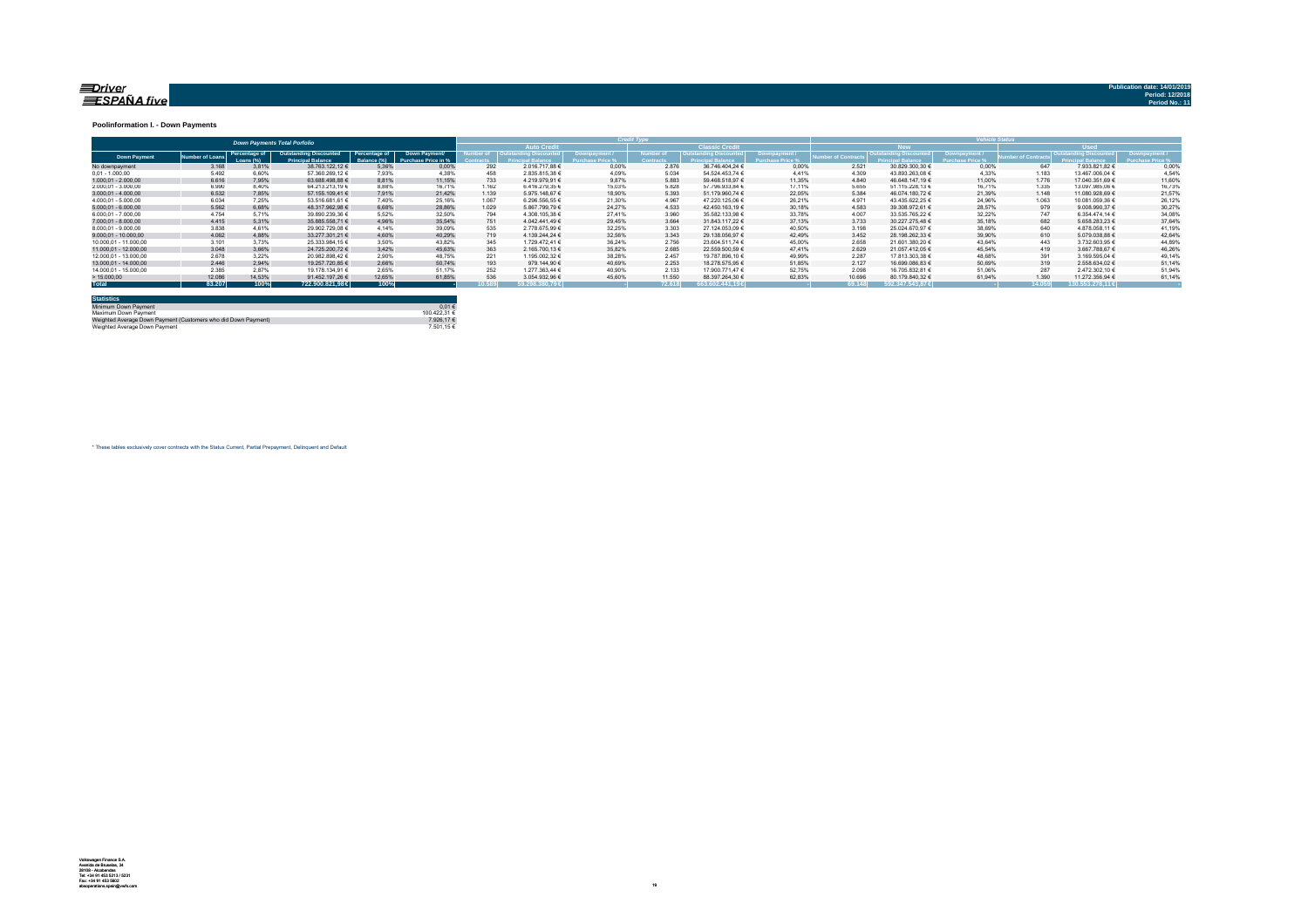Driver ESPAÑA five

Publication date: 14/01/2019
Period: 12/2018
Period No.: 11

### Poolinformation I. - Down Payments

| Down Payments Total Porfolio | | | | | | Credit Type | | | | | | Vehicle Status | | | | | |
|---|---|---|---|---|---|---|---|---|---|---|---|---|---|---|---|---|---|
| | | | | | | Auto Credit | | | Classic Credit | | | New | | | Used | | |
| Down Payment | Number of Loans | Percentage of Loans (%) | Outstanding Discounted Principal Balance | Percentage of Balance (%) | Down Payment/ Purchase Price in % | Number of Contracts | Outstanding Discounted Principal Balance | Downpayment / Purchase Price % | Number of Contracts | Outstanding Discounted Principal Balance | Downpayment / Purchase Price % | Number of Contracts | Outstanding Discounted Principal Balance | Downpayment / Purchase Price % | Number of Contracts | Outstanding Discounted Principal Balance | Downpayment / Purchase Price % |
| No downpayment | 3.168 | 3,81% | 38.763.122,12 € | 5,36% | 0,00% | 292 | 2.016.717,88 € | 0,00% | 2.876 | 36.746.404,24 € | 0,00% | 2.521 | 30.829.300,30 € | 0,00% | 647 | 7.933.821,82 € | 0,00% |
| 0,01 - 1.000,00 | 5.492 | 6,60% | 57.360.269,12 € | 7,93% | 4,38% | 458 | 2.835.815,38 € | 4,09% | 5.034 | 54.524.453,74 € | 4,41% | 4.309 | 43.893.263,08 € | 4,33% | 1.183 | 13.467.006,04 € | 4,54% |
| 1.000,01 - 2.000,00 | 6.616 | 7,95% | 63.688.498,88 € | 8,81% | 11,15% | 733 | 4.219.979,91 € | 9,87% | 5.883 | 59.468.518,97 € | 11,35% | 4.840 | 46.648.147,19 € | 11,00% | 1.776 | 17.040.351,69 € | 11,60% |
| 2.000,01 - 3.000,00 | 6.990 | 8,40% | 64.213.213,19 € | 8,88% | 16,71% | 1.162 | 6.416.279,35 € | 15,03% | 5.828 | 57.796.933,84 € | 17,11% | 5.655 | 51.115.228,13 € | 16,71% | 1.335 | 13.097.985,06 € | 16,73% |
| 3.000,01 - 4.000,00 | 6.532 | 7,85% | 57.155.109,41 € | 7,91% | 21,42% | 1.139 | 5.975.148,67 € | 18,90% | 5.393 | 51.179.960,74 € | 22,05% | 5.384 | 46.074.180,72 € | 21,39% | 1.148 | 11.080.928,69 € | 21,57% |
| 4.000,01 - 5.000,00 | 6.034 | 7,25% | 53.516.681,61 € | 7,40% | 25,16% | 1.067 | 6.296.556,55 € | 21,30% | 4.967 | 47.220.125,06 € | 26,21% | 4.971 | 43.435.622,25 € | 24,96% | 1.063 | 10.081.059,36 € | 26,12% |
| 5.000,01 - 6.000,00 | 5.562 | 6,68% | 48.317.962,98 € | 6,68% | 28,86% | 1.029 | 5.867.799,79 € | 24,27% | 4.533 | 42.450.163,19 € | 30,18% | 4.583 | 39.308.972,61 € | 28,57% | 979 | 9.008.990,37 € | 30,27% |
| 6.000,01 - 7.000,00 | 4.754 | 5,71% | 39.890.239,36 € | 5,52% | 32,50% | 794 | 4.308.105,38 € | 27,41% | 3.960 | 35.582.133,98 € | 33,78% | 4.007 | 33.535.765,22 € | 32,22% | 747 | 6.354.474,14 € | 34,08% |
| 7.000,01 - 8.000,00 | 4.415 | 5,31% | 35.885.558,71 € | 4,96% | 35,54% | 751 | 4.042.441,49 € | 29,45% | 3.664 | 31.843.117,22 € | 37,13% | 3.733 | 30.227.275,48 € | 35,18% | 682 | 5.658.283,23 € | 37,64% |
| 8.000,01 - 9.000,00 | 3.838 | 4,61% | 29.902.729,08 € | 4,14% | 39,09% | 535 | 2.778.675,99 € | 32,25% | 3.303 | 27.124.053,09 € | 40,50% | 3.198 | 25.024.670,97 € | 38,69% | 640 | 4.878.058,11 € | 41,19% |
| 9.000,01 - 10.000,00 | 4.062 | 4,88% | 33.277.301,21 € | 4,60% | 40,29% | 719 | 4.139.244,24 € | 32,56% | 3.343 | 29.138.056,97 € | 42,49% | 3.452 | 28.198.262,33 € | 39,90% | 610 | 5.079.038,88 € | 42,64% |
| 10.000,01 - 11.000,00 | 3.101 | 3,73% | 25.333.984,15 € | 3,50% | 43,82% | 345 | 1.729.472,41 € | 36,24% | 2.756 | 23.604.511,74 € | 45,00% | 2.658 | 21.601.380,20 € | 43,64% | 443 | 3.732.603,95 € | 44,89% |
| 11.000,01 - 12.000,00 | 3.048 | 3,66% | 24.725.200,72 € | 3,42% | 45,63% | 363 | 2.165.700,13 € | 35,82% | 2.685 | 22.559.500,59 € | 47,41% | 2.629 | 21.057.412,05 € | 45,54% | 419 | 3.667.788,67 € | 46,26% |
| 12.000,01 - 13.000,00 | 2.678 | 3,22% | 20.982.898,42 € | 2,90% | 48,75% | 221 | 1.195.002,32 € | 38,28% | 2.457 | 19.787.896,10 € | 49,99% | 2.287 | 17.813.303,38 € | 48,68% | 391 | 3.169.595,04 € | 49,14% |
| 13.000,01 - 14.000,00 | 2.446 | 2,94% | 19.257.720,85 € | 2,66% | 50,74% | 193 | 979.144,90 € | 40,69% | 2.253 | 18.278.575,95 € | 51,85% | 2.127 | 16.699.086,83 € | 50,69% | 319 | 2.558.634,02 € | 51,14% |
| 14.000,01 - 15.000,00 | 2.385 | 2,87% | 19.178.134,91 € | 2,65% | 51,17% | 252 | 1.277.363,44 € | 40,90% | 2.133 | 17.900.771,47 € | 52,75% | 2.098 | 16.705.832,81 € | 51,06% | 287 | 2.472.302,10 € | 51,94% |
| > 15.000,00 | 12.086 | 14,53% | 91.452.197,26 € | 12,65% | 61,85% | 536 | 3.054.932,96 € | 45,60% | 11.550 | 88.397.264,30 € | 62,83% | 10.696 | 80.179.840,32 € | 61,94% | 1.390 | 11.272.356,94 € | 61,14% |
| Total | 83.207 | 100% | 722.900.821,98 € | 100% | - | 10.589 | 59.298.380,79 € | - | 72.618 | 663.602.441,19 € | - | 69.148 | 592.347.543,87 € | - | 14.059 | 130.553.278,11 € | - |

| Statistics | |
|---|---|
| Minimum Down Payment | 0,01 € |
| Maximum Down Payment | 100.422,31 € |
| Weighted Average Down Payment (Customers who did Down Payment) | 7.926,17 € |
| Weighted Average Down Payment | 7.501,15 € |

\* These tables exclusively cover contracts with the Status Current, Partial Prepayment, Delinquent and Default

Volkswagen Finance S.A.
Avenida de Bruselas, 34
28108 - Alcobendas
Tel: +34 91 453 5213 / 5231
Fax: +34 91 453 5602
absoperations.spain@vwfs.com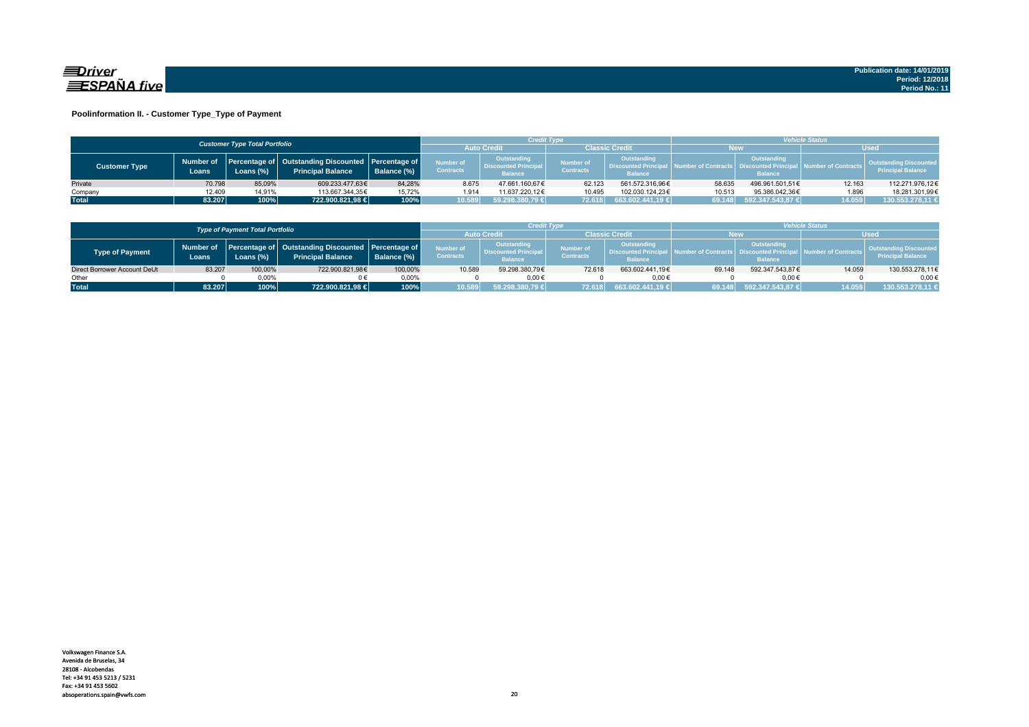**Driver ESPAÑA five**

Publication date: 14/01/2019
Period: 12/2018
Period No.: 11

## Poolinformation II. - Customer Type_Type of Payment

| Customer Type Total Portfolio | | | | | Credit Type | | | | Vehicle Status | | | |
|---|---|---|---|---|---|---|---|---|---|---|---|---|
| | | | | | Auto Credit | | Classic Credit | | New | | Used | |
| Customer Type | Number of Loans | Percentage of Loans (%) | Outstanding Discounted Principal Balance | Percentage of Balance (%) | Number of Contracts | Outstanding Discounted Principal Balance | Number of Contracts | Outstanding Discounted Principal Balance | Number of Contracts | Outstanding Discounted Principal Balance | Number of Contracts | Outstanding Discounted Principal Balance |
| Private | 70.798 | 85,09% | 609.233.477,63€ | 84,28% | 8.675 | 47.661.160,67€ | 62.123 | 561.572.316,96€ | 58.635 | 496.961.501,51€ | 12.163 | 112.271.976,12€ |
| Company | 12.409 | 14,91% | 113.667.344,35€ | 15,72% | 1.914 | 11.637.220,12€ | 10.495 | 102.030.124,23€ | 10.513 | 95.386.042,36€ | 1.896 | 18.281.301,99€ |
| **Total** | **83.207** | **100%** | **722.900.821,98 €** | **100%** | **10.589** | **59.298.380,79 €** | **72.618** | **663.602.441,19 €** | **69.148** | **592.347.543,87 €** | **14.059** | **130.553.278,11 €** |

| Type of Payment Total Portfolio | | | | | Credit Type | | | | Vehicle Status | | | |
|---|---|---|---|---|---|---|---|---|---|---|---|---|
| | | | | | Auto Credit | | Classic Credit | | New | | Used | |
| Type of Payment | Number of Loans | Percentage of Loans (%) | Outstanding Discounted Principal Balance | Percentage of Balance (%) | Number of Contracts | Outstanding Discounted Principal Balance | Number of Contracts | Outstanding Discounted Principal Balance | Number of Contracts | Outstanding Discounted Principal Balance | Number of Contracts | Outstanding Discounted Principal Balance |
| Direct Borrower Account DeUt | 83.207 | 100,00% | 722.900.821,98€ | 100,00% | 10.589 | 59.298.380,79€ | 72.618 | 663.602.441,19€ | 69.148 | 592.347.543,87€ | 14.059 | 130.553.278,11€ |
| Other | 0 | 0,00% | 0 € | 0,00% | 0 | 0,00 € | 0 | 0,00 € | 0 | 0,00 € | 0 | 0,00 € |
| **Total** | **83.207** | **100%** | **722.900.821,98 €** | **100%** | **10.589** | **59.298.380,79 €** | **72.618** | **663.602.441,19 €** | **69.148** | **592.347.543,87 €** | **14.059** | **130.553.278,11 €** |

Volkswagen Finance S.A.
Avenida de Bruselas, 34
28108 - Alcobendas
Tel: +34 91 453 5213 / 5231
Fax: +34 91 453 5602
absoperations.spain@vwfs.com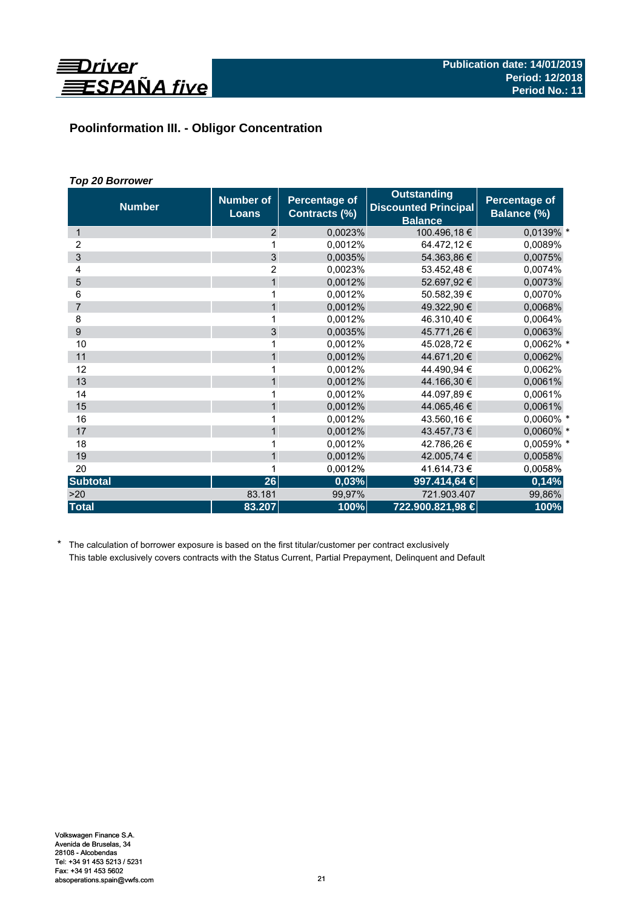## Poolinformation III. - Obligor Concentration

***Top 20 Borrower***

| Number | Number of Loans | Percentage of Contracts (%) | Outstanding Discounted Principal Balance | Percentage of Balance (%) |
|---|---|---|---|---|
| 1 | 2 | 0,0023% | 100.496,18 € | 0,0139% * |
| 2 | 1 | 0,0012% | 64.472,12 € | 0,0089% |
| 3 | 3 | 0,0035% | 54.363,86 € | 0,0075% |
| 4 | 2 | 0,0023% | 53.452,48 € | 0,0074% |
| 5 | 1 | 0,0012% | 52.697,92 € | 0,0073% |
| 6 | 1 | 0,0012% | 50.582,39 € | 0,0070% |
| 7 | 1 | 0,0012% | 49.322,90 € | 0,0068% |
| 8 | 1 | 0,0012% | 46.310,40 € | 0,0064% |
| 9 | 3 | 0,0035% | 45.771,26 € | 0,0063% |
| 10 | 1 | 0,0012% | 45.028,72 € | 0,0062% * |
| 11 | 1 | 0,0012% | 44.671,20 € | 0,0062% |
| 12 | 1 | 0,0012% | 44.490,94 € | 0,0062% |
| 13 | 1 | 0,0012% | 44.166,30 € | 0,0061% |
| 14 | 1 | 0,0012% | 44.097,89 € | 0,0061% |
| 15 | 1 | 0,0012% | 44.065,46 € | 0,0061% |
| 16 | 1 | 0,0012% | 43.560,16 € | 0,0060% * |
| 17 | 1 | 0,0012% | 43.457,73 € | 0,0060% * |
| 18 | 1 | 0,0012% | 42.786,26 € | 0,0059% * |
| 19 | 1 | 0,0012% | 42.005,74 € | 0,0058% |
| 20 | 1 | 0,0012% | 41.614,73 € | 0,0058% |
| **Subtotal** | **26** | **0,03%** | **997.414,64 €** | **0,14%** |
| >20 | 83.181 | 99,97% | 721.903.407 | 99,86% |
| **Total** | **83.207** | **100%** | **722.900.821,98 €** | **100%** |

\* The calculation of borrower exposure is based on the first titular/customer per contract exclusively
This table exclusively covers contracts with the Status Current, Partial Prepayment, Delinquent and Default

Volkswagen Finance S.A.
Avenida de Bruselas, 34
28108 - Alcobendas
Tel: +34 91 453 5213 / 5231
Fax: +34 91 453 5602
absoperations.spain@vwfs.com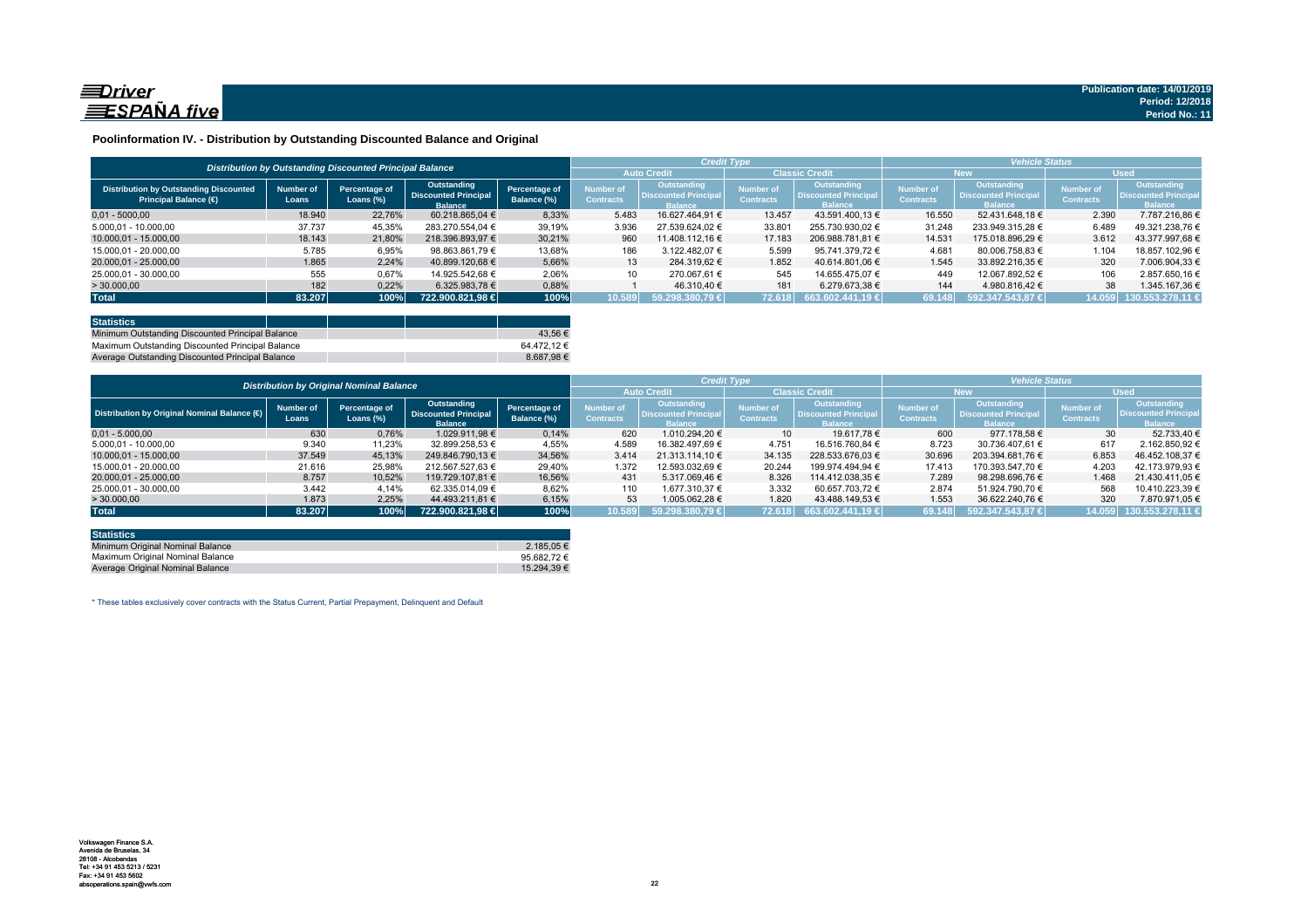## Poolinformation IV. - Distribution by Outstanding Discounted Balance and Original

| Distribution by Outstanding Discounted Principal Balance | | | | | Credit Type | | | | Vehicle Status | | | |
|---|---|---|---|---|---|---|---|---|---|---|---|---|
| | | | | | Auto Credit | | Classic Credit | | New | | Used | |
| Distribution by Outstanding Discounted Principal Balance (€) | Number of Loans | Percentage of Loans (%) | Outstanding Discounted Principal Balance | Percentage of Balance (%) | Number of Contracts | Outstanding Discounted Principal Balance | Number of Contracts | Outstanding Discounted Principal Balance | Number of Contracts | Outstanding Discounted Principal Balance | Number of Contracts | Outstanding Discounted Principal Balance |
| 0,01 - 5.000,00 | 18.940 | 22,76% | 60.218.865,04 € | 8,33% | 5.483 | 16.627.464,91 € | 13.457 | 43.591.400,13 € | 16.550 | 52.431.648,18 € | 2.390 | 7.787.216,86 € |
| 5.000,01 - 10.000,00 | 37.737 | 45,35% | 283.270.554,04 € | 39,19% | 3.936 | 27.539.624,02 € | 33.801 | 255.730.930,02 € | 31.248 | 233.949.315,28 € | 6.489 | 49.321.238,76 € |
| 10.000,01 - 15.000,00 | 18.143 | 21,80% | 218.396.893,97 € | 30,21% | 960 | 11.408.112,16 € | 17.183 | 206.988.781,81 € | 14.531 | 175.018.896,29 € | 3.612 | 43.377.997,68 € |
| 15.000,01 - 20.000,00 | 5.785 | 6,95% | 98.863.861,79 € | 13,68% | 186 | 3.122.482,07 € | 5.599 | 95.741.379,72 € | 4.681 | 80.006.758,83 € | 1.104 | 18.857.102,96 € |
| 20.000,01 - 25.000,00 | 1.865 | 2,24% | 40.899.120,68 € | 5,66% | 13 | 284.319,62 € | 1.852 | 40.614.801,06 € | 1.545 | 33.892.216,35 € | 320 | 7.006.904,33 € |
| 25.000,01 - 30.000,00 | 555 | 0,67% | 14.925.542,68 € | 2,06% | 10 | 270.067,61 € | 545 | 14.655.475,07 € | 449 | 12.067.892,52 € | 106 | 2.857.650,16 € |
| > 30.000,00 | 182 | 0,22% | 6.325.983,78 € | 0,88% | 1 | 46.310,40 € | 181 | 6.279.673,38 € | 144 | 4.980.816,42 € | 38 | 1.345.167,36 € |
| **Total** | **83.207** | **100%** | **722.900.821,98 €** | **100%** | **10.589** | **59.298.380,79 €** | **72.618** | **663.602.441,19 €** | **69.148** | **592.347.543,87 €** | **14.059** | **130.553.278,11 €** |

| Statistics | |
|---|---|
| Minimum Outstanding Discounted Principal Balance | 43,56 € |
| Maximum Outstanding Discounted Principal Balance | 64.472,12 € |
| Average Outstanding Discounted Principal Balance | 8.687,98 € |

| Distribution by Original Nominal Balance | | | | | Credit Type | | | | Vehicle Status | | | |
|---|---|---|---|---|---|---|---|---|---|---|---|---|
| | | | | | Auto Credit | | Classic Credit | | New | | Used | |
| Distribution by Original Nominal Balance (€) | Number of Loans | Percentage of Loans (%) | Outstanding Discounted Principal Balance | Percentage of Balance (%) | Number of Contracts | Outstanding Discounted Principal Balance | Number of Contracts | Outstanding Discounted Principal Balance | Number of Contracts | Outstanding Discounted Principal Balance | Number of Contracts | Outstanding Discounted Principal Balance |
| 0,01 - 5.000,00 | 630 | 0,76% | 1.029.911,98 € | 0,14% | 620 | 1.010.294,20 € | 10 | 19.617,78 € | 600 | 977.178,58 € | 30 | 52.733,40 € |
| 5.000,01 - 10.000,00 | 9.340 | 11,23% | 32.899.258,53 € | 4,55% | 4.589 | 16.382.497,69 € | 4.751 | 16.516.760,84 € | 8.723 | 30.736.407,61 € | 617 | 2.162.850,92 € |
| 10.000,01 - 15.000,00 | 37.549 | 45,13% | 249.846.790,13 € | 34,56% | 3.414 | 21.313.114,10 € | 34.135 | 228.533.676,03 € | 30.696 | 203.394.681,76 € | 6.853 | 46.452.108,37 € |
| 15.000,01 - 20.000,00 | 21.616 | 25,98% | 212.567.527,63 € | 29,40% | 1.372 | 12.593.032,69 € | 20.244 | 199.974.494,94 € | 17.413 | 170.393.547,70 € | 4.203 | 42.173.979,93 € |
| 20.000,01 - 25.000,00 | 8.757 | 10,52% | 119.729.107,81 € | 16,56% | 431 | 5.317.069,46 € | 8.326 | 114.412.038,35 € | 7.289 | 98.298.696,76 € | 1.468 | 21.430.411,05 € |
| 25.000,01 - 30.000,00 | 3.442 | 4,14% | 62.335.014,09 € | 8,62% | 110 | 1.677.310,37 € | 3.332 | 60.657.703,72 € | 2.874 | 51.924.790,70 € | 568 | 10.410.223,39 € |
| > 30.000,00 | 1.873 | 2,25% | 44.493.211,81 € | 6,15% | 53 | 1.005.062,28 € | 1.820 | 43.488.149,53 € | 1.553 | 36.622.240,76 € | 320 | 7.870.971,05 € |
| **Total** | **83.207** | **100%** | **722.900.821,98 €** | **100%** | **10.589** | **59.298.380,79 €** | **72.618** | **663.602.441,19 €** | **69.148** | **592.347.543,87 €** | **14.059** | **130.553.278,11 €** |

| Statistics | |
|---|---|
| Minimum Original Nominal Balance | 2.185,05 € |
| Maximum Original Nominal Balance | 95.682,72 € |
| Average Original Nominal Balance | 15.294,39 € |

* These tables exclusively cover contracts with the Status Current, Partial Prepayment, Delinquent and Default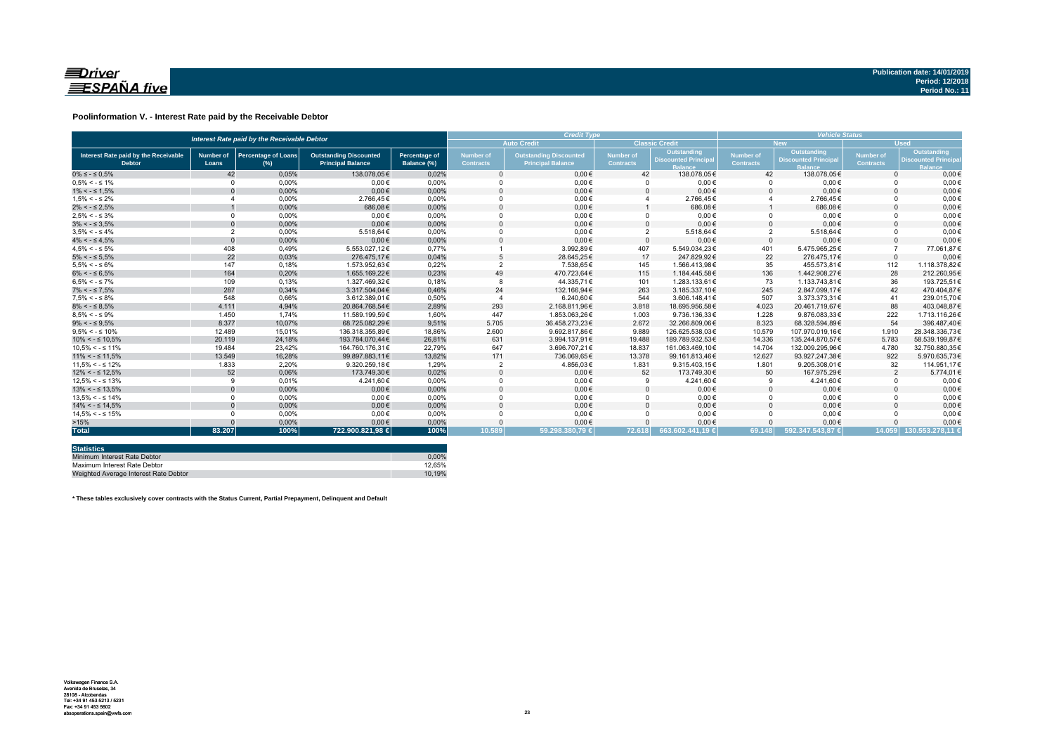**Publication date: 14/01/2019**
**Period: 12/2018**
**Period No.: 11**

## Poolinformation V. - Interest Rate paid by the Receivable Debtor

| Interest Rate paid by the Receivable Debtor | | | | | Credit Type | | | | Vehicle Status | | | |
|---|---|---|---|---|---|---|---|---|---|---|---|---|
| | | | | | Auto Credit | | Classic Credit | | New | | Used | |
| Interest Rate paid by the Receivable Debtor | Number of Loans | Percentage of Loans (%) | Outstanding Discounted Principal Balance | Percentage of Balance (%) | Number of Contracts | Outstanding Discounted Principal Balance | Number of Contracts | Outstanding Discounted Principal Balance | Number of Contracts | Outstanding Discounted Principal Balance | Number of Contracts | Outstanding Discounted Principal Balance |
| 0% ≤ - ≤ 0,5% | 42 | 0,05% | 138.078,05€ | 0,02% | 0 | 0,00 € | 42 | 138.078,05€ | 42 | 138.078,05€ | 0 | 0,00 € |
| 0,5% < - ≤ 1% | 0 | 0,00% | 0,00 € | 0,00% | 0 | 0,00 € | 0 | 0,00 € | 0 | 0,00 € | 0 | 0,00 € |
| 1% < - ≤ 1,5% | 0 | 0,00% | 0,00 € | 0,00% | 0 | 0,00 € | 0 | 0,00 € | 0 | 0,00 € | 0 | 0,00 € |
| 1,5% < - ≤ 2% | 4 | 0,00% | 2.766,45€ | 0,00% | 0 | 0,00 € | 4 | 2.766,45€ | 4 | 2.766,45€ | 0 | 0,00 € |
| 2% < - ≤ 2,5% | 1 | 0,00% | 686,08€ | 0,00% | 0 | 0,00 € | 1 | 686,08€ | 1 | 686,08€ | 0 | 0,00 € |
| 2,5% < - ≤ 3% | 0 | 0,00% | 0,00 € | 0,00% | 0 | 0,00 € | 0 | 0,00 € | 0 | 0,00 € | 0 | 0,00 € |
| 3% < - ≤ 3,5% | 0 | 0,00% | 0,00 € | 0,00% | 0 | 0,00 € | 0 | 0,00 € | 0 | 0,00 € | 0 | 0,00 € |
| 3,5% < - ≤ 4% | 2 | 0,00% | 5.518,64€ | 0,00% | 0 | 0,00 € | 2 | 5.518,64€ | 2 | 5.518,64€ | 0 | 0,00 € |
| 4% < - ≤ 4,5% | 0 | 0,00% | 0,00 € | 0,00% | 0 | 0,00 € | 0 | 0,00 € | 0 | 0,00 € | 0 | 0,00 € |
| 4,5% < - ≤ 5% | 408 | 0,49% | 5.553.027,12€ | 0,77% | 1 | 3.992,89€ | 407 | 5.549.034,23€ | 401 | 5.475.965,25€ | 7 | 77.061,87€ |
| 5% < - ≤ 5,5% | 22 | 0,03% | 276.475,17€ | 0,04% | 5 | 28.645,25€ | 17 | 247.829,92€ | 22 | 276.475,17€ | 0 | 0,00 € |
| 5,5% < - ≤ 6% | 147 | 0,18% | 1.573.952,63€ | 0,22% | 2 | 7.538,65€ | 145 | 1.566.413,98€ | 35 | 455.573,81€ | 112 | 1.118.378,82€ |
| 6% < - ≤ 6,5% | 164 | 0,20% | 1.655.169,22€ | 0,23% | 49 | 470.723,64€ | 115 | 1.184.445,58€ | 136 | 1.442.908,27€ | 28 | 212.260,95€ |
| 6,5% < - ≤ 7% | 109 | 0,13% | 1.327.469,32€ | 0,18% | 8 | 44.335,71€ | 101 | 1.283.133,61€ | 73 | 1.133.743,81€ | 36 | 193.725,51€ |
| 7% < - ≤ 7,5% | 287 | 0,34% | 3.317.504,04€ | 0,46% | 24 | 132.166,94€ | 263 | 3.185.337,10€ | 245 | 2.847.099,17€ | 42 | 470.404,87€ |
| 7,5% < - ≤ 8% | 548 | 0,66% | 3.612.389,01€ | 0,50% | 4 | 6.240,60€ | 544 | 3.606.148,41€ | 507 | 3.373.373,31€ | 41 | 239.015,70€ |
| 8% < - ≤ 8,5% | 4.111 | 4,94% | 20.864.768,54€ | 2,89% | 293 | 2.168.811,96€ | 3.818 | 18.695.956,58€ | 4.023 | 20.461.719,67€ | 88 | 403.048,87€ |
| 8,5% < - ≤ 9% | 1.450 | 1,74% | 11.589.199,59€ | 1,60% | 447 | 1.853.063,26€ | 1.003 | 9.736.136,33€ | 1.228 | 9.876.083,33€ | 222 | 1.713.116,26€ |
| 9% < - ≤ 9,5% | 8.377 | 10,07% | 68.725.082,29€ | 9,51% | 5.705 | 36.458.273,23€ | 2.672 | 32.266.809,06€ | 8.323 | 68.328.594,89€ | 54 | 396.487,40€ |
| 9,5% < - ≤ 10% | 12.489 | 15,01% | 136.318.355,89€ | 18,86% | 2.600 | 9.692.817,86€ | 9.889 | 126.625.538,03€ | 10.579 | 107.970.019,16€ | 1.910 | 28.348.336,73€ |
| 10% < - ≤ 10,5% | 20.119 | 24,18% | 193.784.070,44€ | 26,81% | 631 | 3.994.137,91€ | 19.488 | 189.789.932,53€ | 14.336 | 135.244.870,57€ | 5.783 | 58.539.199,87€ |
| 10,5% < - ≤ 11% | 19.484 | 23,42% | 164.760.176,31€ | 22,79% | 647 | 3.696.707,21€ | 18.837 | 161.063.469,10€ | 14.704 | 132.009.295,96€ | 4.780 | 32.750.880,35€ |
| 11% < - ≤ 11,5% | 13.549 | 16,28% | 99.897.883,11€ | 13,82% | 171 | 736.069,65€ | 13.378 | 99.161.813,46€ | 12.627 | 93.927.247,38€ | 922 | 5.970.635,73€ |
| 11,5% < - ≤ 12% | 1.833 | 2,20% | 9.320.259,18€ | 1,29% | 2 | 4.856,03€ | 1.831 | 9.315.403,15€ | 1.801 | 9.205.308,01€ | 32 | 114.951,17€ |
| 12% < - ≤ 12,5% | 52 | 0,06% | 173.749,30€ | 0,02% | 0 | 0,00 € | 52 | 173.749,30€ | 50 | 167.975,29€ | 2 | 5.774,01€ |
| 12,5% < - ≤ 13% | 9 | 0,01% | 4.241,60€ | 0,00% | 0 | 0,00 € | 9 | 4.241,60€ | 9 | 4.241,60€ | 0 | 0,00 € |
| 13% < - ≤ 13,5% | 0 | 0,00% | 0,00 € | 0,00% | 0 | 0,00 € | 0 | 0,00 € | 0 | 0,00 € | 0 | 0,00 € |
| 13,5% < - ≤ 14% | 0 | 0,00% | 0,00 € | 0,00% | 0 | 0,00 € | 0 | 0,00 € | 0 | 0,00 € | 0 | 0,00 € |
| 14% < - ≤ 14,5% | 0 | 0,00% | 0,00 € | 0,00% | 0 | 0,00 € | 0 | 0,00 € | 0 | 0,00 € | 0 | 0,00 € |
| 14,5% < - ≤ 15% | 0 | 0,00% | 0,00 € | 0,00% | 0 | 0,00 € | 0 | 0,00 € | 0 | 0,00 € | 0 | 0,00 € |
| >15% | 0 | 0,00% | 0,00 € | 0,00% | 0 | 0,00 € | 0 | 0,00 € | 0 | 0,00 € | 0 | 0,00 € |
| **Total** | **83.207** | **100%** | **722.900.821,98 €** | **100%** | **10.589** | **59.298.380,79 €** | **72.618** | **663.602.441,19 €** | **69.148** | **592.347.543,87 €** | **14.059** | **130.553.278,11 €** |

| Statistics | |
|---|---|
| Minimum Interest Rate Debtor | 0,00% |
| Maximum Interest Rate Debtor | 12,65% |
| Weighted Average Interest Rate Debtor | 10,19% |

**\* These tables exclusively cover contracts with the Status Current, Partial Prepayment, Delinquent and Default**

Volkswagen Finance S.A.
Avenida de Bruselas, 34
28108 - Alcobendas
Tel: +34 91 453 5213 / 5231
Fax: +34 91 453 5602
absoperations.spain@vwfs.com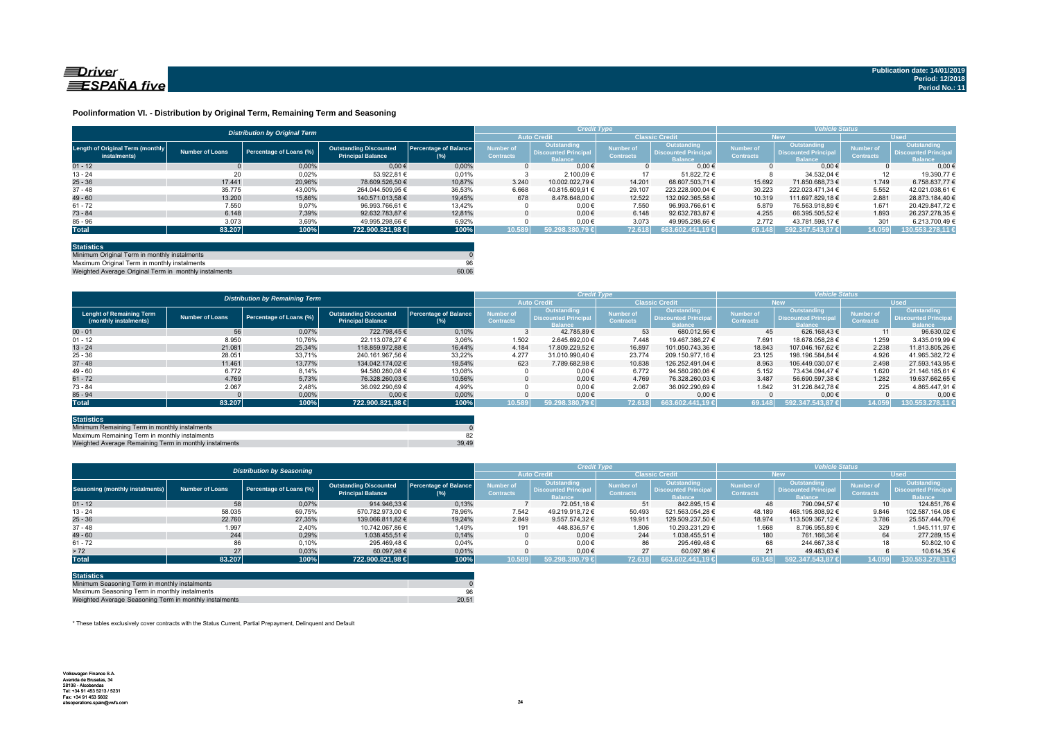Publication date: 14/01/2019
Period: 12/2018
Period No.: 11

## Poolinformation VI. - Distribution by Original Term, Remaining Term and Seasoning

| Distribution by Original Term | | | | | Credit Type | | | | Vehicle Status | | | |
|---|---|---|---|---|---|---|---|---|---|---|---|---|
| | | | | | Auto Credit | | Classic Credit | | New | | Used | |
| Length of Original Term (monthly instalments) | Number of Loans | Percentage of Loans (%) | Outstanding Discounted Principal Balance | Percentage of Balance (%) | Number of Contracts | Outstanding Discounted Principal Balance | Number of Contracts | Outstanding Discounted Principal Balance | Number of Contracts | Outstanding Discounted Principal Balance | Number of Contracts | Outstanding Discounted Principal Balance |
| 01 - 12 | 0 | 0,00% | 0,00 € | 0,00% | 0 | 0,00 € | 0 | 0,00 € | 0 | 0,00 € | 0 | 0,00 € |
| 13 - 24 | 20 | 0,02% | 53.922,81 € | 0,01% | 3 | 2.100,09 € | 17 | 51.822,72 € | 8 | 34.532,04 € | 12 | 19.390,77 € |
| 25 - 36 | 17.441 | 20,96% | 78.609.526,50 € | 10,87% | 3.240 | 10.002.022,79 € | 14.201 | 68.607.503,71 € | 15.692 | 71.850.688,73 € | 1.749 | 6.758.837,77 € |
| 37 - 48 | 35.775 | 43,00% | 264.044.509,95 € | 36,53% | 6.668 | 40.815.609,91 € | 29.107 | 223.228.900,04 € | 30.223 | 222.023.471,34 € | 5.552 | 42.021.038,61 € |
| 49 - 60 | 13.200 | 15,86% | 140.571.013,58 € | 19,45% | 678 | 8.478.648,00 € | 12.522 | 132.092.365,58 € | 10.319 | 111.697.829,18 € | 2.881 | 28.873.184,40 € |
| 61 - 72 | 7.550 | 9,07% | 96.993.766,61 € | 13,42% | 0 | 0,00 € | 7.550 | 96.993.766,61 € | 5.879 | 76.563.918,89 € | 1.671 | 20.429.847,72 € |
| 73 - 84 | 6.148 | 7,39% | 92.632.783,87 € | 12,81% | 0 | 0,00 € | 6.148 | 92.632.783,87 € | 4.255 | 66.395.505,52 € | 1.893 | 26.237.278,35 € |
| 85 - 96 | 3.073 | 3,69% | 49.995.298,66 € | 6,92% | 0 | 0,00 € | 3.073 | 49.995.298,66 € | 2.772 | 43.781.598,17 € | 301 | 6.213.700,49 € |
| **Total** | **83.207** | **100%** | **722.900.821,98 €** | **100%** | **10.589** | **59.298.380,79 €** | **72.618** | **663.602.441,19 €** | **69.148** | **592.347.543,87 €** | **14.059** | **130.553.278,11 €** |

| Statistics | |
|---|---|
| Minimum Original Term in monthly instalments | 0 |
| Maximum Original Term in monthly instalments | 96 |
| Weighted Average Original Term in monthly instalments | 60,06 |

| Distribution by Remaining Term | | | | | Credit Type | | | | Vehicle Status | | | |
|---|---|---|---|---|---|---|---|---|---|---|---|---|
| | | | | | Auto Credit | | Classic Credit | | New | | Used | |
| Lenght of Remaining Term (monthly instalments) | Number of Loans | Percentage of Loans (%) | Outstanding Discounted Principal Balance | Percentage of Balance (%) | Number of Contracts | Outstanding Discounted Principal Balance | Number of Contracts | Outstanding Discounted Principal Balance | Number of Contracts | Outstanding Discounted Principal Balance | Number of Contracts | Outstanding Discounted Principal Balance |
| 00 - 01 | 56 | 0,07% | 722.798,45 € | 0,10% | 3 | 42.785,89 € | 53 | 680.012,56 € | 45 | 626.168,43 € | 11 | 96.630,02 € |
| 01 - 12 | 8.950 | 10,76% | 22.113.078,27 € | 3,06% | 1.502 | 2.645.692,00 € | 7.448 | 19.467.386,27 € | 7.691 | 18.678.058,28 € | 1.259 | 3.435.019,99 € |
| 13 - 24 | 21.081 | 25,34% | 118.859.972,88 € | 16,44% | 4.184 | 17.809.229,52 € | 16.897 | 101.050.743,36 € | 18.843 | 107.046.167,62 € | 2.238 | 11.813.805,26 € |
| 25 - 36 | 28.051 | 33,71% | 240.161.967,56 € | 33,22% | 4.277 | 31.010.990,40 € | 23.774 | 209.150.977,16 € | 23.125 | 198.196.584,84 € | 4.926 | 41.965.382,72 € |
| 37 - 48 | 11.461 | 13,77% | 134.042.174,02 € | 18,54% | 623 | 7.789.682,98 € | 10.838 | 126.252.491,04 € | 8.963 | 106.449.030,07 € | 2.498 | 27.593.143,95 € |
| 49 - 60 | 6.772 | 8,14% | 94.580.280,08 € | 13,08% | 0 | 0,00 € | 6.772 | 94.580.280,08 € | 5.152 | 73.434.094,47 € | 1.620 | 21.146.185,61 € |
| 61 - 72 | 4.769 | 5,73% | 76.328.260,03 € | 10,56% | 0 | 0,00 € | 4.769 | 76.328.260,03 € | 3.487 | 56.690.597,38 € | 1.282 | 19.637.662,65 € |
| 73 - 84 | 2.067 | 2,48% | 36.092.290,69 € | 4,99% | 0 | 0,00 € | 2.067 | 36.092.290,69 € | 1.842 | 31.226.842,78 € | 225 | 4.865.447,91 € |
| 85 - 94 | 0 | 0,00% | 0,00 € | 0,00% | 0 | 0,00 € | 0 | 0,00 € | 0 | 0,00 € | 0 | 0,00 € |
| **Total** | **83.207** | **100%** | **722.900.821,98 €** | **100%** | **10.589** | **59.298.380,79 €** | **72.618** | **663.602.441,19 €** | **69.148** | **592.347.543,87 €** | **14.059** | **130.553.278,11 €** |

| Statistics | |
|---|---|
| Minimum Remaining Term in monthly instalments | 0 |
| Maximum Remaining Term in monthly instalments | 82 |
| Weighted Average Remaining Term in monthly instalments | 39,49 |

| Distribution by Seasoning | | | | | Credit Type | | | | Vehicle Status | | | |
|---|---|---|---|---|---|---|---|---|---|---|---|---|
| | | | | | Auto Credit | | Classic Credit | | New | | Used | |
| Seasoning (monthly instalments) | Number of Loans | Percentage of Loans (%) | Outstanding Discounted Principal Balance | Percentage of Balance (%) | Number of Contracts | Outstanding Discounted Principal Balance | Number of Contracts | Outstanding Discounted Principal Balance | Number of Contracts | Outstanding Discounted Principal Balance | Number of Contracts | Outstanding Discounted Principal Balance |
| 01 - 12 | 58 | 0,07% | 914.946,33 € | 0,13% | 7 | 72.051,18 € | 51 | 842.895,15 € | 48 | 790.094,57 € | 10 | 124.851,76 € |
| 13 - 24 | 58.035 | 69,75% | 570.782.973,00 € | 78,96% | 7.542 | 49.219.918,72 € | 50.493 | 521.563.054,28 € | 48.189 | 468.195.808,92 € | 9.846 | 102.587.164,08 € |
| 25 - 36 | 22.760 | 27,35% | 139.066.811,82 € | 19,24% | 2.849 | 9.557.574,32 € | 19.911 | 129.509.237,50 € | 18.974 | 113.509.367,12 € | 3.786 | 25.557.444,70 € |
| 37 - 48 | 1.997 | 2,40% | 10.742.067,86 € | 1,49% | 191 | 448.836,57 € | 1.806 | 10.293.231,29 € | 1.668 | 8.796.955,89 € | 329 | 1.945.111,97 € |
| 49 - 60 | 244 | 0,29% | 1.038.455,51 € | 0,14% | 0 | 0,00 € | 244 | 1.038.455,51 € | 180 | 761.166,36 € | 64 | 277.289,15 € |
| 61 - 72 | 86 | 0,10% | 295.469,48 € | 0,04% | 0 | 0,00 € | 86 | 295.469,48 € | 68 | 244.667,38 € | 18 | 50.802,10 € |
| > 72 | 27 | 0,03% | 60.097,98 € | 0,01% | 0 | 0,00 € | 27 | 60.097,98 € | 21 | 49.483,63 € | 6 | 10.614,35 € |
| **Total** | **83.207** | **100%** | **722.900.821,98 €** | **100%** | **10.589** | **59.298.380,79 €** | **72.618** | **663.602.441,19 €** | **69.148** | **592.347.543,87 €** | **14.059** | **130.553.278,11 €** |

| Statistics | |
|---|---|
| Minimum Seasoning Term in monthly instalments | 0 |
| Maximum Seasoning Term in monthly instalments | 96 |
| Weighted Average Seasoning Term in monthly instalments | 20,51 |

* These tables exclusively cover contracts with the Status Current, Partial Prepayment, Delinquent and Default

Volkswagen Finance S.A.
Avenida de Bruselas, 34
28108 - Alcobendas
Tel: +34 91 453 5213 / 5231
Fax: +34 91 453 5602
absoperations.spain@vwfs.com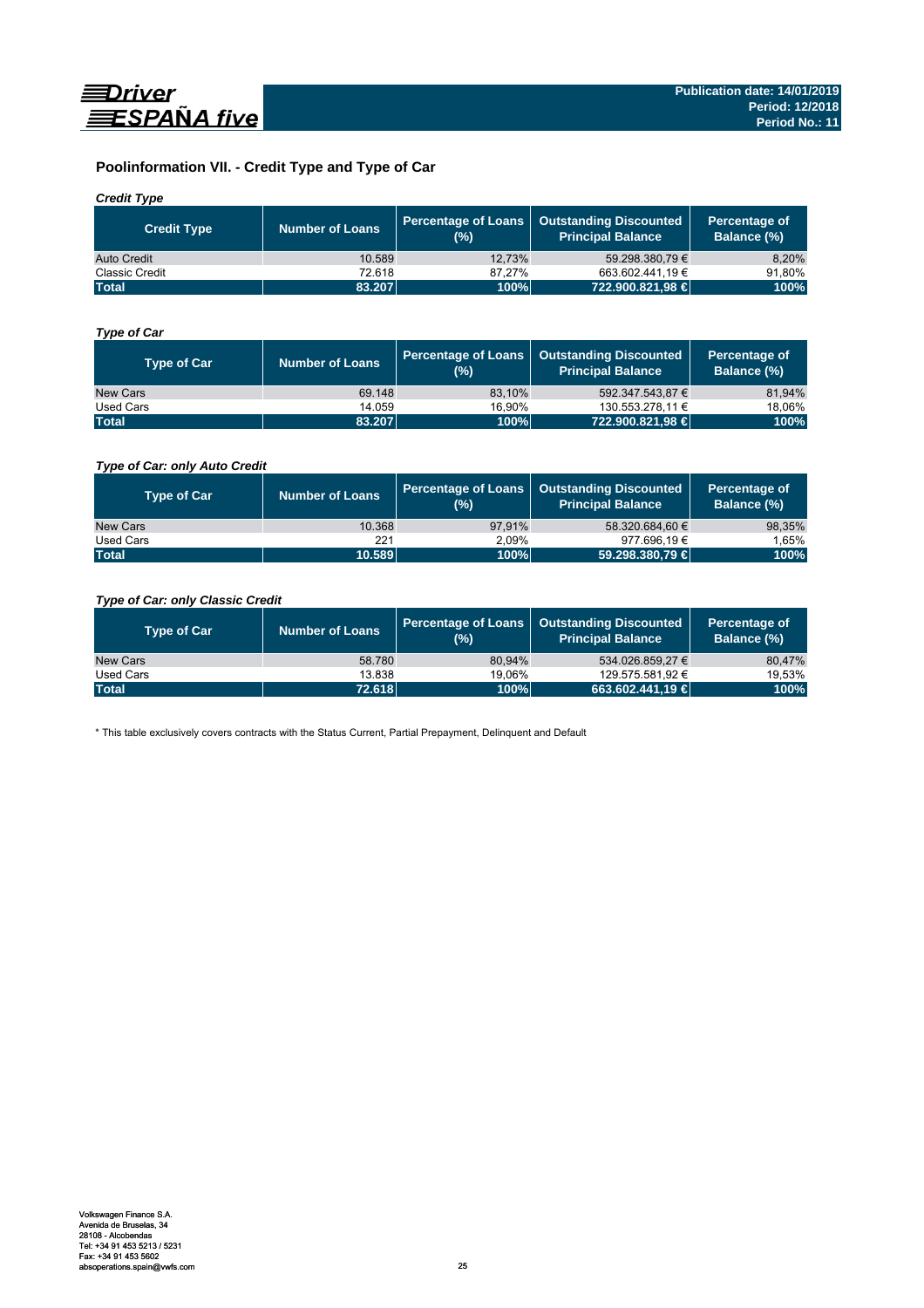## Poolinformation VII. - Credit Type and Type of Car

*Credit Type*

| Credit Type | Number of Loans | Percentage of Loans (%) | Outstanding Discounted Principal Balance | Percentage of Balance (%) |
|---|---|---|---|---|
| Auto Credit | 10.589 | 12,73% | 59.298.380,79 € | 8,20% |
| Classic Credit | 72.618 | 87,27% | 663.602.441,19 € | 91,80% |
| **Total** | **83.207** | **100%** | **722.900.821,98 €** | **100%** |

*Type of Car*

| Type of Car | Number of Loans | Percentage of Loans (%) | Outstanding Discounted Principal Balance | Percentage of Balance (%) |
|---|---|---|---|---|
| New Cars | 69.148 | 83,10% | 592.347.543,87 € | 81,94% |
| Used Cars | 14.059 | 16,90% | 130.553.278,11 € | 18,06% |
| **Total** | **83.207** | **100%** | **722.900.821,98 €** | **100%** |

*Type of Car: only Auto Credit*

| Type of Car | Number of Loans | Percentage of Loans (%) | Outstanding Discounted Principal Balance | Percentage of Balance (%) |
|---|---|---|---|---|
| New Cars | 10.368 | 97,91% | 58.320.684,60 € | 98,35% |
| Used Cars | 221 | 2,09% | 977.696,19 € | 1,65% |
| **Total** | **10.589** | **100%** | **59.298.380,79 €** | **100%** |

*Type of Car: only Classic Credit*

| Type of Car | Number of Loans | Percentage of Loans (%) | Outstanding Discounted Principal Balance | Percentage of Balance (%) |
|---|---|---|---|---|
| New Cars | 58.780 | 80,94% | 534.026.859,27 € | 80,47% |
| Used Cars | 13.838 | 19,06% | 129.575.581,92 € | 19,53% |
| **Total** | **72.618** | **100%** | **663.602.441,19 €** | **100%** |

* This table exclusively covers contracts with the Status Current, Partial Prepayment, Delinquent and Default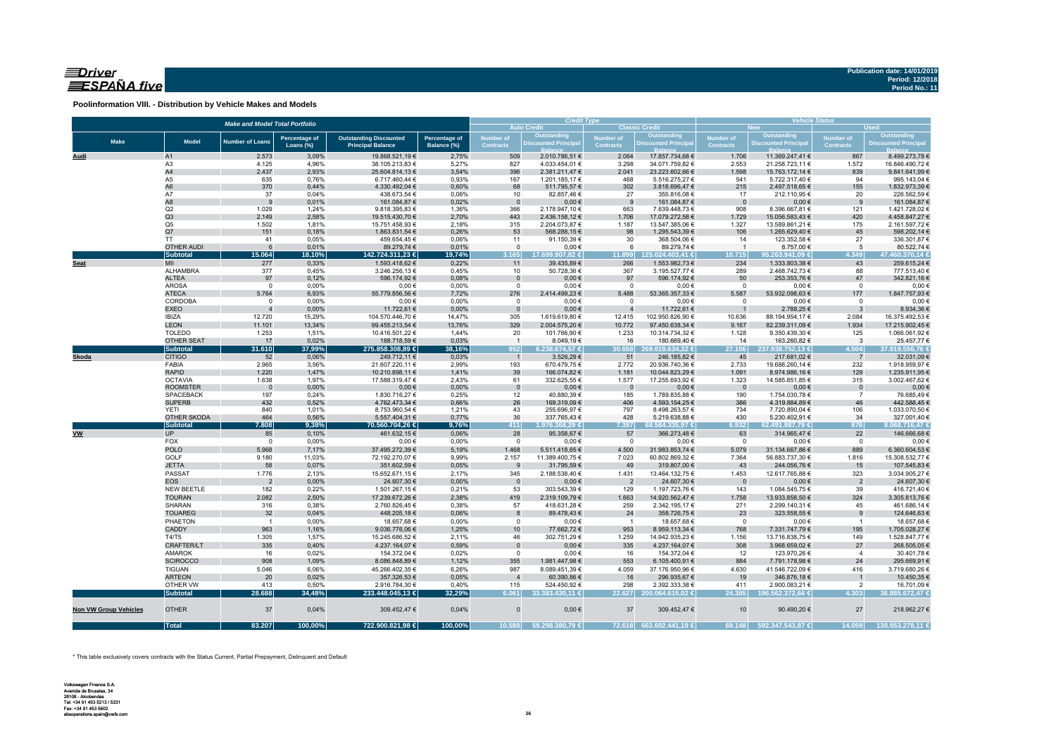**Publication date: 14/01/2019**
**Period: 12/2018**
**Period No.: 11**

## Poolinformation VIII. - Distribution by Vehicle Makes and Models

| Make and Model Total Portfolio | | | | | | Credit Type | | | | Vehicle Status | | | |
|---|---|---|---|---|---|---|---|---|---|---|---|---|---|
| | | | | | | Auto Credit | | Classic Credit | | New | | Used | |
| Make | Model | Number of Loans | Percentage of Loans (%) | Outstanding Discounted Principal Balance | Percentage of Balance (%) | Number of Contracts | Outstanding Discounted Principal Balance | Number of Contracts | Outstanding Discounted Principal Balance | Number of Contracts | Outstanding Discounted Principal Balance | Number of Contracts | Outstanding Discounted Principal Balance |
| **Audi** | A1 | 2.573 | 3,09% | 19.868.521,19 € | 2,75% | 509 | 2.010.786,51 € | 2.064 | 17.857.734,68 € | 1.706 | 11.369.247,41 € | 867 | 8.499.273,78 € |
| | A3 | 4.125 | 4,96% | 38.105.213,83 € | 5,27% | 827 | 4.033.454,01 € | 3.298 | 34.071.759,82 € | 2.553 | 21.258.723,11 € | 1.572 | 16.846.490,72 € |
| | A4 | 2.437 | 2,93% | 25.604.814,13 € | 3,54% | 396 | 2.381.211,47 € | 2.041 | 23.223.602,66 € | 1.598 | 15.763.172,14 € | 839 | 9.841.641,99 € |
| | A5 | 635 | 0,76% | 6.717.460,44 € | 0,93% | 167 | 1.201.185,17 € | 468 | 5.516.275,27 € | 541 | 5.722.317,40 € | 94 | 995.143,04 € |
| | A6 | 370 | 0,44% | 4.330.492,04 € | 0,60% | 68 | 511.795,57 € | 302 | 3.818.696,47 € | 215 | 2.497.518,65 € | 155 | 1.832.973,39 € |
| | A7 | 37 | 0,04% | 438.673,54 € | 0,06% | 10 | 82.857,46 € | 27 | 355.816,08 € | 17 | 212.110,95 € | 20 | 226.562,59 € |
| | A8 | 9 | 0,01% | 161.084,87 € | 0,02% | 0 | 0,00 € | 9 | 161.084,87 € | 0 | 0,00 € | 9 | 161.084,87 € |
| | Q2 | 1.029 | 1,24% | 9.818.395,83 € | 1,36% | 366 | 2.178.947,10 € | 663 | 7.639.448,73 € | 908 | 8.396.667,81 € | 121 | 1.421.728,02 € |
| | Q3 | 2.149 | 2,58% | 19.515.430,70 € | 2,70% | 443 | 2.436.158,12 € | 1.706 | 17.079.272,58 € | 1.729 | 15.056.583,43 € | 420 | 4.458.847,27 € |
| | Q5 | 1.502 | 1,81% | 15.751.458,93 € | 2,18% | 315 | 2.204.073,87 € | 1.187 | 13.547.385,06 € | 1.327 | 13.589.861,21 € | 175 | 2.161.597,72 € |
| | Q7 | 151 | 0,18% | 1.863.831,54 € | 0,26% | 53 | 568.288,15 € | 98 | 1.295.543,39 € | 106 | 1.265.629,40 € | 45 | 598.202,14 € |
| | TT | 41 | 0,05% | 459.654,45 € | 0,06% | 11 | 91.150,39 € | 30 | 368.504,06 € | 14 | 123.352,58 € | 27 | 336.301,87 € |
| | OTHER AUDI | 6 | 0,01% | 89.279,74 € | 0,01% | 0 | 0,00 € | 6 | 89.279,74 € | 1 | 8.757,00 € | 5 | 80.522,74 € |
| | **Subtotal** | **15.064** | **18,10%** | **142.724.311,23 €** | **19,74%** | **3.165** | **17.699.907,82 €** | **11.899** | **125.024.403,41 €** | **10.715** | **95.263.941,09 €** | **4.349** | **47.460.370,14 €** |
| **Seat** | MII | 277 | 0,33% | 1.593.418,62 € | 0,22% | 11 | 39.435,89 € | 266 | 1.553.982,73 € | 234 | 1.333.803,38 € | 43 | 259.615,24 € |
| | ALHAMBRA | 377 | 0,45% | 3.246.256,13 € | 0,45% | 10 | 50.728,36 € | 367 | 3.195.527,77 € | 289 | 2.468.742,73 € | 88 | 777.513,40 € |
| | ALTEA | 97 | 0,12% | 596.174,92 € | 0,08% | 0 | 0,00 € | 97 | 596.174,92 € | 50 | 253.353,76 € | 47 | 342.821,16 € |
| | AROSA | 0 | 0,00% | 0,00 € | 0,00% | 0 | 0,00 € | 0 | 0,00 € | 0 | 0,00 € | 0 | 0,00 € |
| | ATECA | 5.764 | 6,93% | 55.779.856,56 € | 7,72% | 276 | 2.414.499,23 € | 5.488 | 53.365.357,33 € | 5.587 | 53.932.098,63 € | 177 | 1.847.757,93 € |
| | CORDOBA | 0 | 0,00% | 0,00 € | 0,00% | 0 | 0,00 € | 0 | 0,00 € | 0 | 0,00 € | 0 | 0,00 € |
| | EXEO | 4 | 0,00% | 11.722,61 € | 0,00% | 0 | 0,00 € | 4 | 11.722,61 € | 1 | 2.788,25 € | 3 | 8.934,36 € |
| | IBIZA | 12.720 | 15,29% | 104.570.446,70 € | 14,47% | 305 | 1.619.619,80 € | 12.415 | 102.950.826,90 € | 10.636 | 88.194.954,17 € | 2.084 | 16.375.492,53 € |
| | LEON | 11.101 | 13,34% | 99.455.213,54 € | 13,76% | 329 | 2.004.575,20 € | 10.772 | 97.450.638,34 € | 9.167 | 82.239.311,09 € | 1.934 | 17.215.902,45 € |
| | TOLEDO | 1.253 | 1,51% | 10.416.501,22 € | 1,44% | 20 | 101.766,90 € | 1.233 | 10.314.734,32 € | 1.128 | 9.350.439,30 € | 125 | 1.066.061,92 € |
| | OTHER SEAT | 17 | 0,02% | 188.718,59 € | 0,03% | 1 | 8.049,19 € | 16 | 180.669,40 € | 14 | 163.260,82 € | 3 | 25.457,77 € |
| | **Subtotal** | **31.610** | **37,99%** | **275.858.308,89 €** | **38,16%** | **952** | **6.238.674,57 €** | **30.658** | **269.619.634,32 €** | **27.106** | **237.938.752,13 €** | **4.504** | **37.919.556,76 €** |
| **Skoda** | CITIGO | 52 | 0,06% | 249.712,11 € | 0,03% | 1 | 3.526,29 € | 51 | 246.185,82 € | 45 | 217.681,02 € | 7 | 32.031,09 € |
| | FABIA | 2.965 | 3,56% | 21.607.220,11 € | 2,99% | 193 | 670.479,75 € | 2.772 | 20.936.740,36 € | 2.733 | 19.688.260,14 € | 232 | 1.918.959,97 € |
| | RAPID | 1.220 | 1,47% | 10.210.898,11 € | 1,41% | 39 | 166.074,82 € | 1.181 | 10.044.823,29 € | 1.091 | 8.974.986,16 € | 129 | 1.235.911,95 € |
| | OCTAVIA | 1.638 | 1,97% | 17.588.319,47 € | 2,43% | 61 | 332.625,55 € | 1.577 | 17.255.693,92 € | 1.323 | 14.585.851,85 € | 315 | 3.002.467,62 € |
| | ROOMSTER | 0 | 0,00% | 0,00 € | 0,00% | 0 | 0,00 € | 0 | 0,00 € | 0 | 0,00 € | 0 | 0,00 € |
| | SPACEBACK | 197 | 0,24% | 1.830.716,27 € | 0,25% | 12 | 40.880,39 € | 185 | 1.789.835,88 € | 190 | 1.754.030,78 € | 7 | 76.685,49 € |
| | SUPERB | 432 | 0,52% | 4.762.473,34 € | 0,66% | 26 | 169.319,09 € | 406 | 4.593.154,25 € | 386 | 4.319.884,89 € | 46 | 442.588,45 € |
| | YETI | 840 | 1,01% | 8.753.960,54 € | 1,21% | 43 | 255.696,97 € | 797 | 8.498.263,57 € | 734 | 7.720.890,04 € | 106 | 1.033.070,50 € |
| | OTHER SKODA | 464 | 0,56% | 5.557.404,31 € | 0,77% | 36 | 337.765,43 € | 428 | 5.219.638,88 € | 430 | 5.230.402,91 € | 34 | 327.001,40 € |
| | **Subtotal** | **7.808** | **9,38%** | **70.560.704,26 €** | **9,76%** | **411** | **1.976.368,29 €** | **7.397** | **68.584.335,97 €** | **6.932** | **62.491.987,79 €** | **876** | **8.068.716,47 €** |
| **VW** | UP | 85 | 0,10% | 461.632,15 € | 0,06% | 28 | 95.358,67 € | 57 | 366.273,48 € | 63 | 314.965,47 € | 22 | 146.666,68 € |
| | FOX | 0 | 0,00% | 0,00 € | 0,00% | 0 | 0,00 € | 0 | 0,00 € | 0 | 0,00 € | 0 | 0,00 € |
| | POLO | 5.968 | 7,17% | 37.495.272,39 € | 5,19% | 1.468 | 5.511.418,65 € | 4.500 | 31.983.853,74 € | 5.079 | 31.134.667,86 € | 889 | 6.360.604,53 € |
| | GOLF | 9.180 | 11,03% | 72.192.270,07 € | 9,99% | 2.157 | 11.389.400,75 € | 7.023 | 60.802.869,32 € | 7.364 | 56.883.737,30 € | 1.816 | 15.308.532,77 € |
| | JETTA | 58 | 0,07% | 351.602,59 € | 0,05% | 9 | 31.795,59 € | 49 | 319.807,00 € | 43 | 244.056,76 € | 15 | 107.545,83 € |
| | PASSAT | 1.776 | 2,13% | 15.652.671,15 € | 2,17% | 345 | 2.188.538,40 € | 1.431 | 13.464.132,75 € | 1.453 | 12.617.765,88 € | 323 | 3.034.905,27 € |
| | EOS | 2 | 0,00% | 24.607,30 € | 0,00% | 0 | 0,00 € | 2 | 24.607,30 € | 0 | 0,00 € | 2 | 24.607,30 € |
| | NEW BEETLE | 182 | 0,22% | 1.501.267,15 € | 0,21% | 53 | 303.543,39 € | 129 | 1.197.723,76 € | 143 | 1.084.545,75 € | 39 | 416.721,40 € |
| | TOURAN | 2.082 | 2,50% | 17.239.672,26 € | 2,38% | 419 | 2.319.109,79 € | 1.663 | 14.920.562,47 € | 1.758 | 13.933.858,50 € | 324 | 3.305.813,76 € |
| | SHARAN | 316 | 0,38% | 2.760.826,45 € | 0,38% | 57 | 418.631,28 € | 259 | 2.342.195,17 € | 271 | 2.299.140,31 € | 45 | 461.686,14 € |
| | TOUAREG | 32 | 0,04% | 448.205,18 € | 0,06% | 8 | 89.478,43 € | 24 | 358.726,75 € | 23 | 323.558,55 € | 9 | 124.646,63 € |
| | PHAETON | 1 | 0,00% | 18.657,68 € | 0,00% | 0 | 0,00 € | 1 | 18.657,68 € | 0 | 0,00 € | 1 | 18.657,68 € |
| | CADDY | 963 | 1,16% | 9.036.776,06 € | 1,25% | 10 | 77.662,72 € | 953 | 8.959.113,34 € | 768 | 7.331.747,79 € | 195 | 1.705.028,27 € |
| | T4/T5 | 1.305 | 1,57% | 15.245.686,52 € | 2,11% | 46 | 302.751,29 € | 1.259 | 14.942.935,23 € | 1.156 | 13.716.838,75 € | 149 | 1.528.847,77 € |
| | CRAFTER/LT | 335 | 0,40% | 4.237.164,07 € | 0,59% | 0 | 0,00 € | 335 | 4.237.164,07 € | 308 | 3.968.659,02 € | 27 | 268.505,05 € |
| | AMAROK | 16 | 0,02% | 154.372,04 € | 0,02% | 0 | 0,00 € | 16 | 154.372,04 € | 12 | 123.970,26 € | 4 | 30.401,78 € |
| | SCIROCCO | 908 | 1,09% | 8.086.848,89 € | 1,12% | 355 | 1.981.447,98 € | 553 | 6.105.400,91 € | 884 | 7.791.178,98 € | 24 | 295.669,91 € |
| | TIGUAN | 5.046 | 6,06% | 45.266.402,35 € | 6,26% | 987 | 8.089.451,39 € | 4.059 | 37.176.950,96 € | 4.630 | 41.546.722,09 € | 416 | 3.719.680,26 € |
| | ARTEON | 20 | 0,02% | 357.326,53 € | 0,05% | 4 | 60.390,86 € | 16 | 296.935,67 € | 19 | 346.876,18 € | 1 | 10.450,35 € |
| | OTHER VW | 413 | 0,50% | 2.916.784,30 € | 0,40% | 115 | 524.450,92 € | 298 | 2.392.333,38 € | 411 | 2.900.083,21 € | 2 | 16.701,09 € |
| | **Subtotal** | **28.688** | **34,48%** | **233.448.045,13 €** | **32,29%** | **6.061** | **33.383.430,11 €** | **22.627** | **200.064.615,02 €** | **24.385** | **196.562.372,66 €** | **4.303** | **36.885.672,47 €** |
| **Non VW Group Vehicles** | OTHER | 37 | 0,04% | 309.452,47 € | 0,04% | 0 | 0,00 € | 37 | 309.452,47 € | 10 | 90.490,20 € | 27 | 218.962,27 € |
| | **Total** | **83.207** | **100,00%** | **722.900.821,98 €** | **100,00%** | **10.589** | **59.298.380,79 €** | **72.618** | **663.602.441,19 €** | **69.148** | **592.347.543,87 €** | **14.059** | **130.553.278,11 €** |

\* This table exclusively covers contracts with the Status Current, Partial Prepayment, Delinquent and Default

Volkswagen Finance S.A.
Avenida de Bruselas, 34
28108 - Alcobendas
Tel: +34 91 453 5213 / 5231
Fax: +34 91 453 5602
absoperations.spain@vwfs.com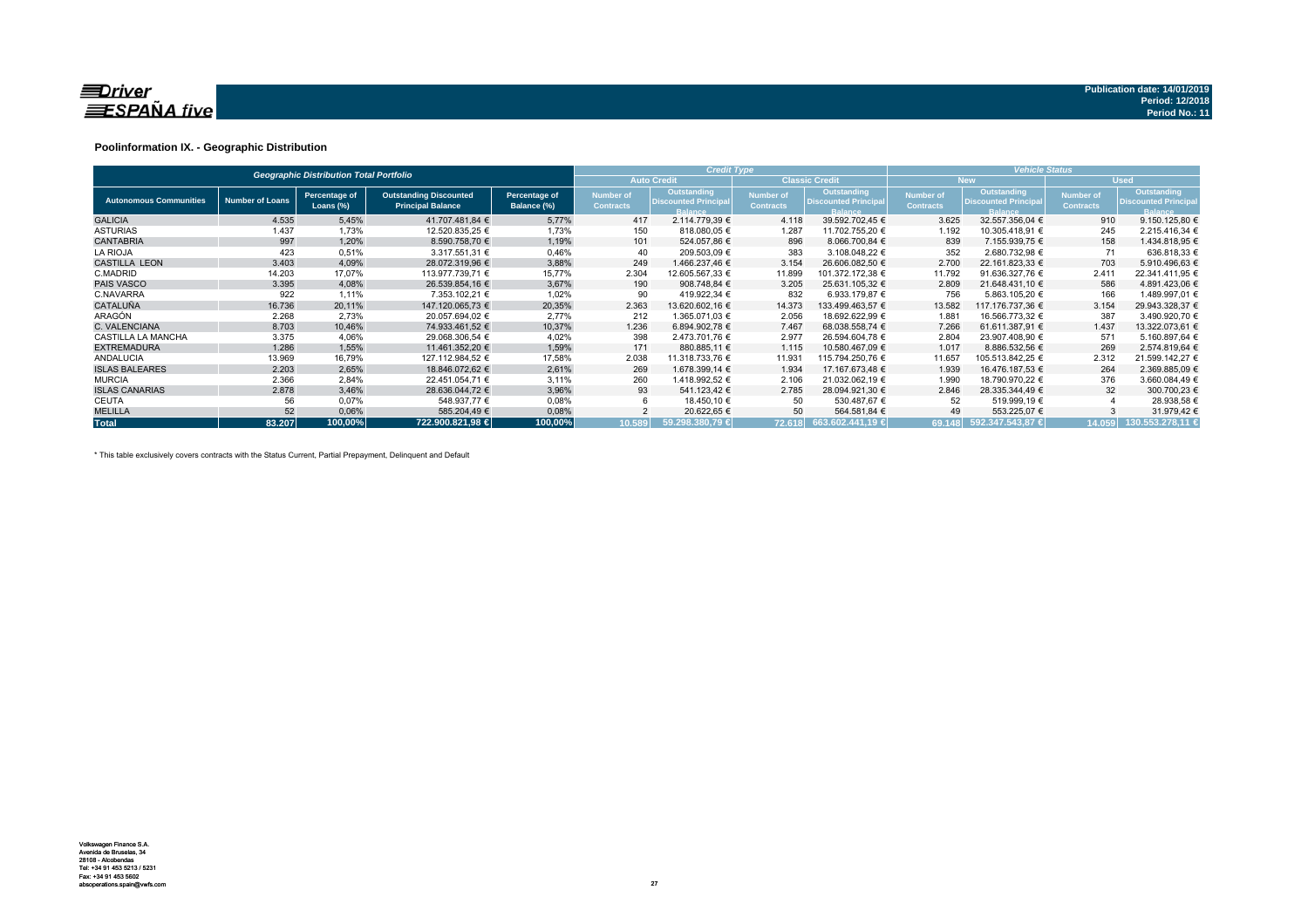Publication date: 14/01/2019
Period: 12/2018
Period No.: 11

## Poolinformation IX. - Geographic Distribution

| Geographic Distribution Total Portfolio | | | | | Credit Type | | | | Vehicle Status | | | |
|---|---|---|---|---|---|---|---|---|---|---|---|---|
| | | | | | Auto Credit | | Classic Credit | | New | | Used | |
| Autonomous Communities | Number of Loans | Percentage of Loans (%) | Outstanding Discounted Principal Balance | Percentage of Balance (%) | Number of Contracts | Outstanding Discounted Principal Balance | Number of Contracts | Outstanding Discounted Principal Balance | Number of Contracts | Outstanding Discounted Principal Balance | Number of Contracts | Outstanding Discounted Principal Balance |
| GALICIA | 4.535 | 5,45% | 41.707.481,84 € | 5,77% | 417 | 2.114.779,39 € | 4.118 | 39.592.702,45 € | 3.625 | 32.557.356,04 € | 910 | 9.150.125,80 € |
| ASTURIAS | 1.437 | 1,73% | 12.520.835,25 € | 1,73% | 150 | 818.080,05 € | 1.287 | 11.702.755,20 € | 1.192 | 10.305.418,91 € | 245 | 2.215.416,34 € |
| CANTABRIA | 997 | 1,20% | 8.590.758,70 € | 1,19% | 101 | 524.057,86 € | 896 | 8.066.700,84 € | 839 | 7.155.939,75 € | 158 | 1.434.818,95 € |
| LA RIOJA | 423 | 0,51% | 3.317.551,31 € | 0,46% | 40 | 209.503,09 € | 383 | 3.108.048,22 € | 352 | 2.680.732,98 € | 71 | 636.818,33 € |
| CASTILLA LEON | 3.403 | 4,09% | 28.072.319,96 € | 3,88% | 249 | 1.466.237,46 € | 3.154 | 26.606.082,50 € | 2.700 | 22.161.823,33 € | 703 | 5.910.496,63 € |
| C.MADRID | 14.203 | 17,07% | 113.977.739,71 € | 15,77% | 2.304 | 12.605.567,33 € | 11.899 | 101.372.172,38 € | 11.792 | 91.636.327,76 € | 2.411 | 22.341.411,95 € |
| PAIS VASCO | 3.395 | 4,08% | 26.539.854,16 € | 3,67% | 190 | 908.748,84 € | 3.205 | 25.631.105,32 € | 2.809 | 21.648.431,10 € | 586 | 4.891.423,06 € |
| C.NAVARRA | 922 | 1,11% | 7.353.102,21 € | 1,02% | 90 | 419.922,34 € | 832 | 6.933.179,87 € | 756 | 5.863.105,20 € | 166 | 1.489.997,01 € |
| CATALUÑA | 16.736 | 20,11% | 147.120.065,73 € | 20,35% | 2.363 | 13.620.602,16 € | 14.373 | 133.499.463,57 € | 13.582 | 117.176.737,36 € | 3.154 | 29.943.328,37 € |
| ARAGÓN | 2.268 | 2,73% | 20.057.694,02 € | 2,77% | 212 | 1.365.071,03 € | 2.056 | 18.692.622,99 € | 1.881 | 16.566.773,32 € | 387 | 3.490.920,70 € |
| C. VALENCIANA | 8.703 | 10,46% | 74.933.461,52 € | 10,37% | 1.236 | 6.894.902,78 € | 7.467 | 68.038.558,74 € | 7.266 | 61.611.387,91 € | 1.437 | 13.322.073,61 € |
| CASTILLA LA MANCHA | 3.375 | 4,06% | 29.068.306,54 € | 4,02% | 398 | 2.473.701,76 € | 2.977 | 26.594.604,78 € | 2.804 | 23.907.408,90 € | 571 | 5.160.897,64 € |
| EXTREMADURA | 1.286 | 1,55% | 11.461.352,20 € | 1,59% | 171 | 880.885,11 € | 1.115 | 10.580.467,09 € | 1.017 | 8.886.532,56 € | 269 | 2.574.819,64 € |
| ANDALUCIA | 13.969 | 16,79% | 127.112.984,52 € | 17,58% | 2.038 | 11.318.733,76 € | 11.931 | 115.794.250,76 € | 11.657 | 105.513.842,25 € | 2.312 | 21.599.142,27 € |
| ISLAS BALEARES | 2.203 | 2,65% | 18.846.072,62 € | 2,61% | 269 | 1.678.399,14 € | 1.934 | 17.167.673,48 € | 1.939 | 16.476.187,53 € | 264 | 2.369.885,09 € |
| MURCIA | 2.366 | 2,84% | 22.451.054,71 € | 3,11% | 260 | 1.418.992,52 € | 2.106 | 21.032.062,19 € | 1.990 | 18.790.970,22 € | 376 | 3.660.084,49 € |
| ISLAS CANARIAS | 2.878 | 3,46% | 28.636.044,72 € | 3,96% | 93 | 541.123,42 € | 2.785 | 28.094.921,30 € | 2.846 | 28.335.344,49 € | 32 | 300.700,23 € |
| CEUTA | 56 | 0,07% | 548.937,77 € | 0,08% | 6 | 18.450,10 € | 50 | 530.487,67 € | 52 | 519.999,19 € | 4 | 28.938,58 € |
| MELILLA | 52 | 0,06% | 585.204,49 € | 0,08% | 2 | 20.622,65 € | 50 | 564.581,84 € | 49 | 553.225,07 € | 3 | 31.979,42 € |
| **Total** | **83.207** | **100,00%** | **722.900.821,98 €** | **100,00%** | **10.589** | **59.298.380,79 €** | **72.618** | **663.602.441,19 €** | **69.148** | **592.347.543,87 €** | **14.059** | **130.553.278,11 €** |

\* This table exclusively covers contracts with the Status Current, Partial Prepayment, Delinquent and Default

Volkswagen Finance S.A.
Avenida de Bruselas, 34
28108 - Alcobendas
Tel: +34 91 453 5213 / 5231
Fax: +34 91 453 5602
absoperations.spain@vwfs.com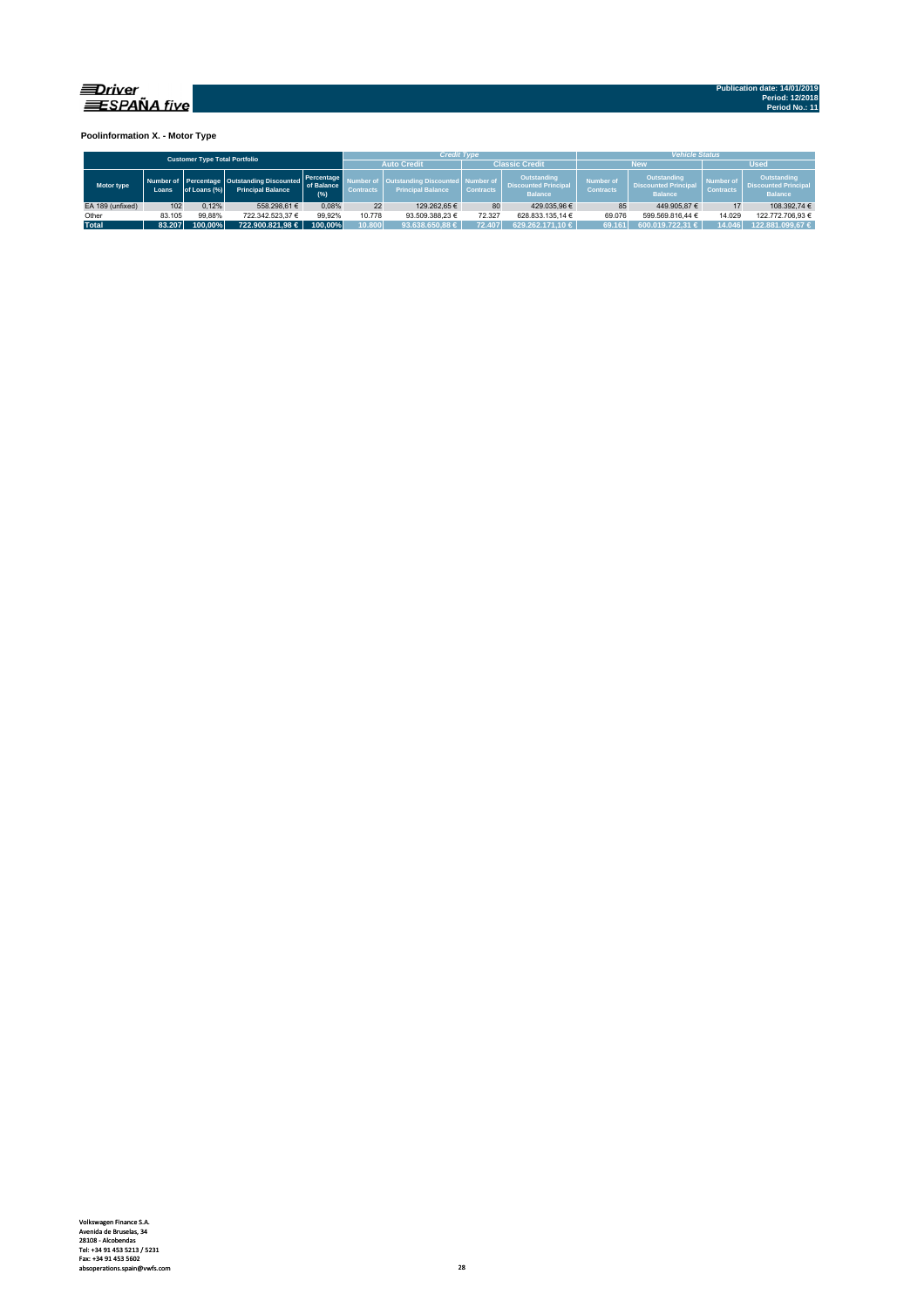**Driver ESPAÑA five**

Publication date: 14/01/2019
Period: 12/2018
Period No.: 11

**Poolinformation X. - Motor Type**

| Customer Type Total Portfolio | | | | | *Credit Type* | | | | *Vehicle Status* | | | |
|---|---|---|---|---|---|---|---|---|---|---|---|---|
| | | | | | Auto Credit | | Classic Credit | | New | | Used | |
| Motor type | Number of Loans | Percentage of Loans (%) | Outstanding Discounted Principal Balance | Percentage of Balance (%) | Number of Contracts | Outstanding Discounted Principal Balance | Number of Contracts | Outstanding Discounted Principal Balance | Number of Contracts | Outstanding Discounted Principal Balance | Number of Contracts | Outstanding Discounted Principal Balance |
| EA 189 (unfixed) | 102 | 0,12% | 558.298,61 € | 0,08% | 22 | 129.262,65 € | 80 | 429.035,96 € | 85 | 449.905,87 € | 17 | 108.392,74 € |
| Other | 83.105 | 99,88% | 722.342.523,37 € | 99,92% | 10.778 | 93.509.388,23 € | 72.327 | 628.833.135,14 € | 69.076 | 599.569.816,44 € | 14.029 | 122.772.706,93 € |
| **Total** | **83.207** | **100,00%** | **722.900.821,98 €** | **100,00%** | **10.800** | **93.638.650,88 €** | **72.407** | **629.262.171,10 €** | **69.161** | **600.019.722,31 €** | **14.046** | **122.881.099,67 €** |

Volkswagen Finance S.A.
Avenida de Bruselas, 34
28108 - Alcobendas
Tel: +34 91 453 5213 / 5231
Fax: +34 91 453 5602
absoperations.spain@vwfs.com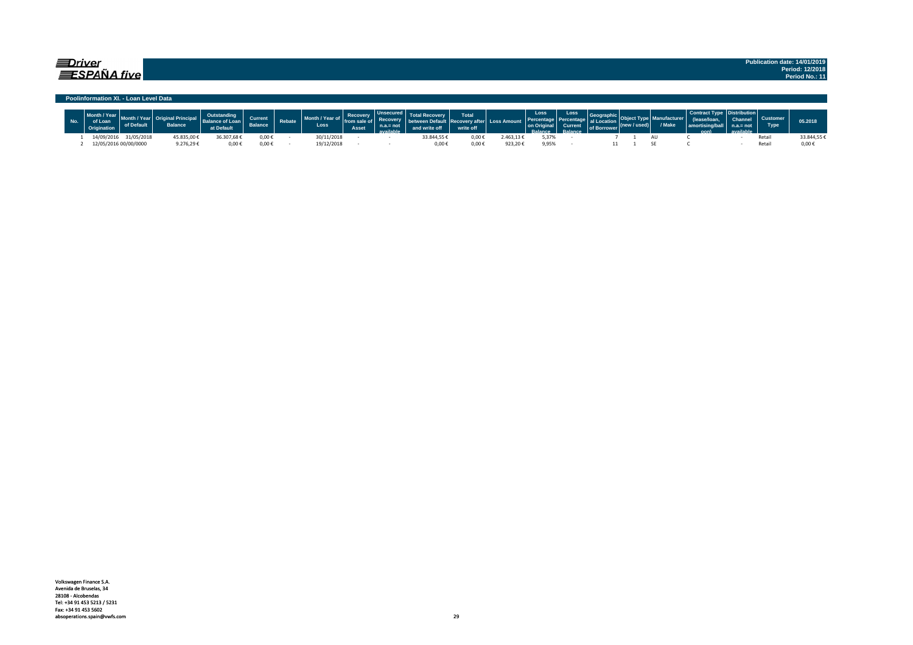Driver ESPAÑA five

Publication date: 14/01/2019
Period: 12/2018
Period No.: 11

## Poolinformation XI. - Loan Level Data

| No. | Month / Year of Loan Origination | Month / Year of Default | Original Principal Balance | Outstanding Balance of Loan at Default | Current Balance | Rebate | Month / Year of Loss | Recovery from sale of Asset | Unsecured Recovery n.a.= not available | Total Recovery between Default and write off | Total Recovery after write off | Loss Amount | Loss Percentage on Original Balance | Loss Percentage Current Balance | Geographical Location of Borrower | Object Type (new / used) | Manufacturer / Make | Contract Type (lease/loan, amortising/balloon) | Distribution Channel n.a.= not available | Customer Type | 05.2018 |
|---|---|---|---|---|---|---|---|---|---|---|---|---|---|---|---|---|---|---|---|---|---|
| 1 | 14/09/2016 | 31/05/2018 | 45.835,00 € | 36.307,68 € | 0,00 € | - | 30/11/2018 | - | - | 33.844,55 € | 0,00 € | 2.463,13 € | 5,37% | - | 7 | 1 | AU | C | - | Retail | 33.844,55 € |
| 2 | 12/05/2016 | 00/00/0000 | 9.276,29 € | 0,00 € | 0,00 € | - | 19/12/2018 | - | - | 0,00 € | 0,00 € | 923,20 € | 9,95% | - | 11 | 1 | SE | C | - | Retail | 0,00 € |

Volkswagen Finance S.A.
Avenida de Bruselas, 34
28108 - Alcobendas
Tel: +34 91 453 5213 / 5231
Fax: +34 91 453 5602
absoperations.spain@vwfs.com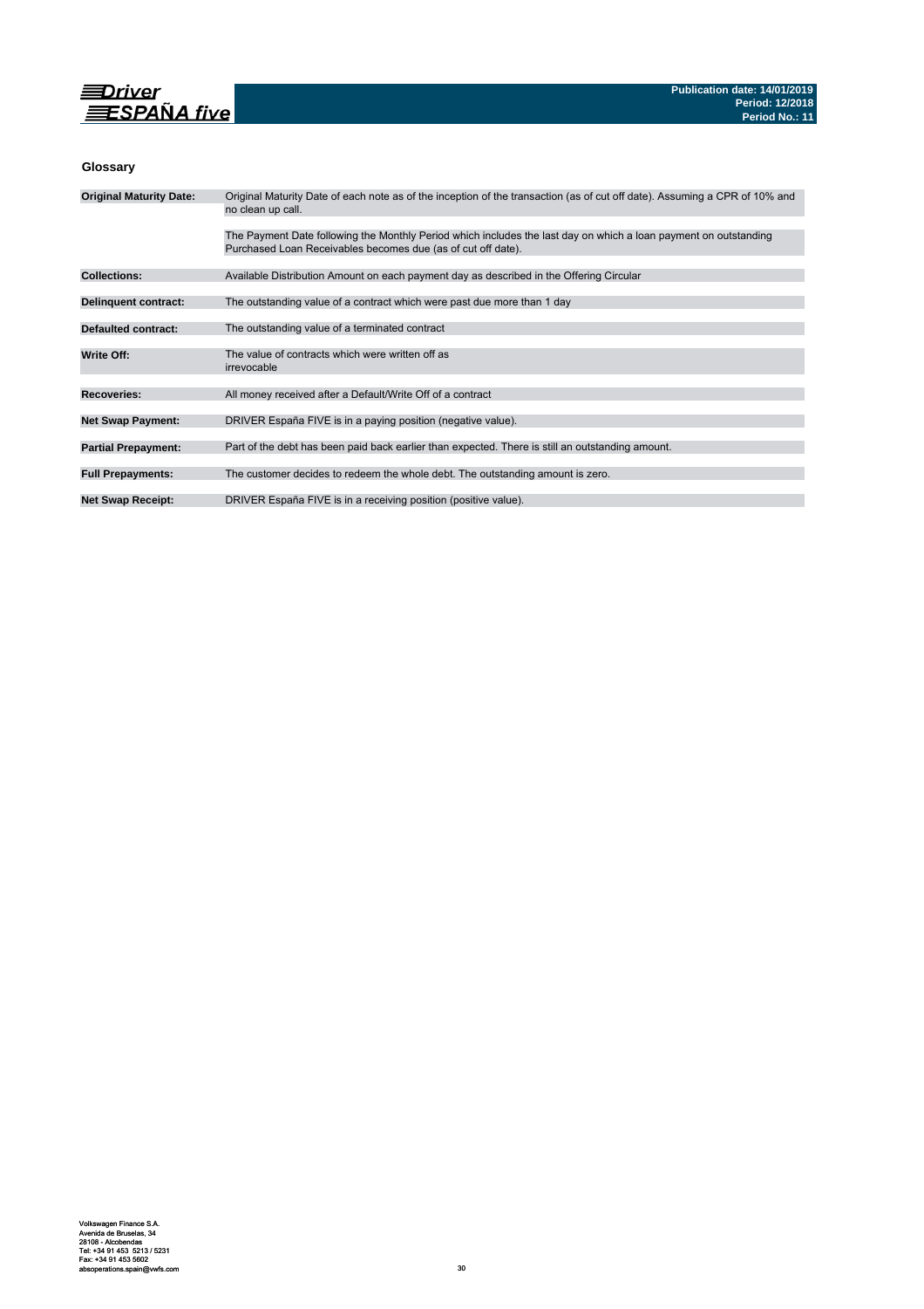## Glossary

| | |
|---|---|
| **Original Maturity Date:** | Original Maturity Date of each note as of the inception of the transaction (as of cut off date). Assuming a CPR of 10% and no clean up call. |
| | The Payment Date following the Monthly Period which includes the last day on which a loan payment on outstanding Purchased Loan Receivables becomes due (as of cut off date). |
| **Collections:** | Available Distribution Amount on each payment day as described in the Offering Circular |
| **Delinquent contract:** | The outstanding value of a contract which were past due more than 1 day |
| **Defaulted contract:** | The outstanding value of a terminated contract |
| **Write Off:** | The value of contracts which were written off as irrevocable |
| **Recoveries:** | All money received after a Default/Write Off of a contract |
| **Net Swap Payment:** | DRIVER España FIVE is in a paying position (negative value). |
| **Partial Prepayment:** | Part of the debt has been paid back earlier than expected. There is still an outstanding amount. |
| **Full Prepayments:** | The customer decides to redeem the whole debt. The outstanding amount is zero. |
| **Net Swap Receipt:** | DRIVER España FIVE is in a receiving position (positive value). |

Volkswagen Finance S.A.
Avenida de Bruselas, 34
28108 - Alcobendas
Tel: +34 91 453 5213 / 5231
Fax: +34 91 453 5602
absoperations.spain@vwfs.com